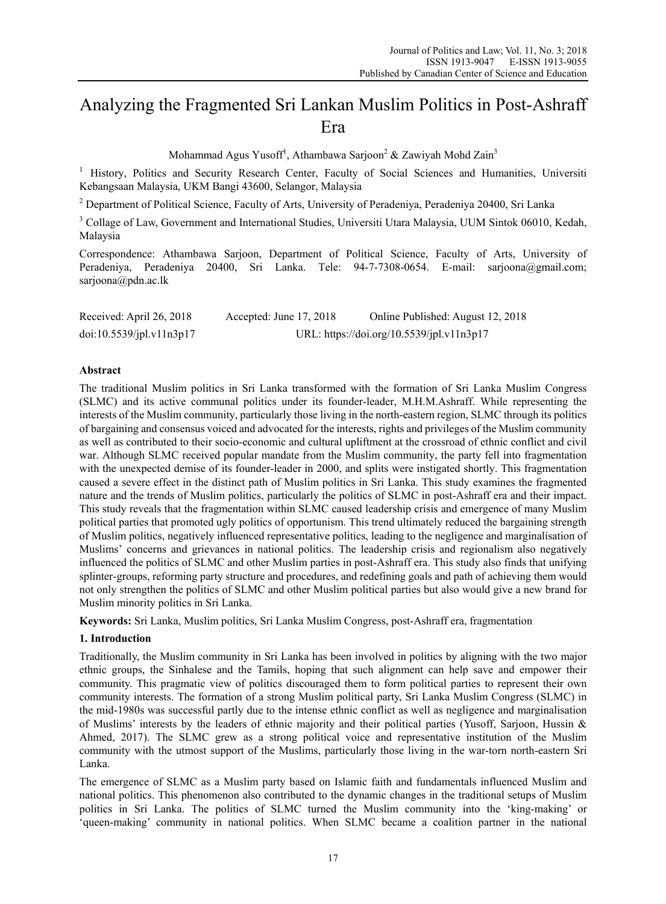# Analyzing the Fragmented Sri Lankan Muslim Politics in Post-Ashraff Era

Mohammad Agus Yusoff[1], Athambawa Sarjoon[2] & Zawiyah Mohd Zain[3]

[1] History, Politics and Security Research Center, Faculty of Social Sciences and Humanities, Universiti Kebangsaan Malaysia, UKM Bangi 43600, Selangor, Malaysia

[2] Department of Political Science, Faculty of Arts, University of Peradeniya, Peradeniya 20400, Sri Lanka

[3] Collage of Law, Government and International Studies, Universiti Utara Malaysia, UUM Sintok 06010, Kedah, Malaysia

Correspondence: Athambawa Sarjoon, Department of Political Science, Faculty of Arts, University of Peradeniya, Peradeniya 20400, Sri Lanka. Tele: 94-7-7308-0654. E-mail: sarjoona@gmail.com; sarjoona@pdn.ac.lk

Received: April 26, 2018 Accepted: June 17, 2018 Online Published: August 12, 2018

doi:10.5539/jpl.v11n3p17 URL: https://doi.org/10.5539/jpl.v11n3p17

## Abstract

The traditional Muslim politics in Sri Lanka transformed with the formation of Sri Lanka Muslim Congress (SLMC) and its active communal politics under its founder-leader, M.H.M.Ashraff. While representing the interests of the Muslim community, particularly those living in the north-eastern region, SLMC through its politics of bargaining and consensus voiced and advocated for the interests, rights and privileges of the Muslim community as well as contributed to their socio-economic and cultural upliftment at the crossroad of ethnic conflict and civil war. Although SLMC received popular mandate from the Muslim community, the party fell into fragmentation with the unexpected demise of its founder-leader in 2000, and splits were instigated shortly. This fragmentation caused a severe effect in the distinct path of Muslim politics in Sri Lanka. This study examines the fragmented nature and the trends of Muslim politics, particularly the politics of SLMC in post-Ashraff era and their impact. This study reveals that the fragmentation within SLMC caused leadership crisis and emergence of many Muslim political parties that promoted ugly politics of opportunism. This trend ultimately reduced the bargaining strength of Muslim politics, negatively influenced representative politics, leading to the negligence and marginalisation of Muslims' concerns and grievances in national politics. The leadership crisis and regionalism also negatively influenced the politics of SLMC and other Muslim parties in post-Ashraff era. This study also finds that unifying splinter-groups, reforming party structure and procedures, and redefining goals and path of achieving them would not only strengthen the politics of SLMC and other Muslim political parties but also would give a new brand for Muslim minority politics in Sri Lanka.

**Keywords:** Sri Lanka, Muslim politics, Sri Lanka Muslim Congress, post-Ashraff era, fragmentation

## 1. Introduction

Traditionally, the Muslim community in Sri Lanka has been involved in politics by aligning with the two major ethnic groups, the Sinhalese and the Tamils, hoping that such alignment can help save and empower their community. This pragmatic view of politics discouraged them to form political parties to represent their own community interests. The formation of a strong Muslim political party, Sri Lanka Muslim Congress (SLMC) in the mid-1980s was successful partly due to the intense ethnic conflict as well as negligence and marginalisation of Muslims' interests by the leaders of ethnic majority and their political parties (Yusoff, Sarjoon, Hussin & Ahmed, 2017). The SLMC grew as a strong political voice and representative institution of the Muslim community with the utmost support of the Muslims, particularly those living in the war-torn north-eastern Sri Lanka.

The emergence of SLMC as a Muslim party based on Islamic faith and fundamentals influenced Muslim and national politics. This phenomenon also contributed to the dynamic changes in the traditional setups of Muslim politics in Sri Lanka. The politics of SLMC turned the Muslim community into the 'king-making' or 'queen-making' community in national politics. When SLMC became a coalition partner in the national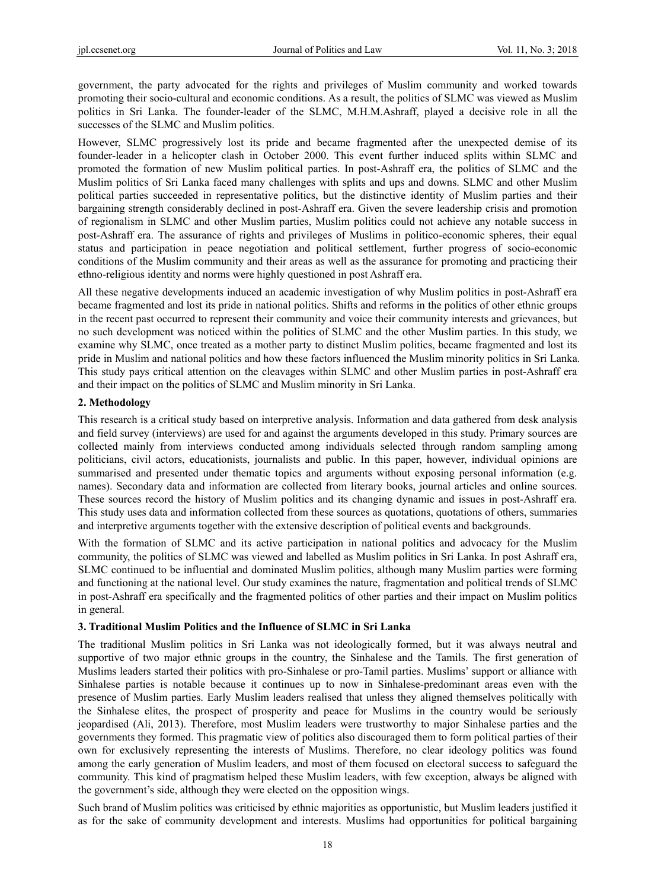government, the party advocated for the rights and privileges of Muslim community and worked towards promoting their socio-cultural and economic conditions. As a result, the politics of SLMC was viewed as Muslim politics in Sri Lanka. The founder-leader of the SLMC, M.H.M.Ashraff, played a decisive role in all the successes of the SLMC and Muslim politics.

However, SLMC progressively lost its pride and became fragmented after the unexpected demise of its founder-leader in a helicopter clash in October 2000. This event further induced splits within SLMC and promoted the formation of new Muslim political parties. In post-Ashraff era, the politics of SLMC and the Muslim politics of Sri Lanka faced many challenges with splits and ups and downs. SLMC and other Muslim political parties succeeded in representative politics, but the distinctive identity of Muslim parties and their bargaining strength considerably declined in post-Ashraff era. Given the severe leadership crisis and promotion of regionalism in SLMC and other Muslim parties, Muslim politics could not achieve any notable success in post-Ashraff era. The assurance of rights and privileges of Muslims in politico-economic spheres, their equal status and participation in peace negotiation and political settlement, further progress of socio-economic conditions of the Muslim community and their areas as well as the assurance for promoting and practicing their ethno-religious identity and norms were highly questioned in post Ashraff era.

All these negative developments induced an academic investigation of why Muslim politics in post-Ashraff era became fragmented and lost its pride in national politics. Shifts and reforms in the politics of other ethnic groups in the recent past occurred to represent their community and voice their community interests and grievances, but no such development was noticed within the politics of SLMC and the other Muslim parties. In this study, we examine why SLMC, once treated as a mother party to distinct Muslim politics, became fragmented and lost its pride in Muslim and national politics and how these factors influenced the Muslim minority politics in Sri Lanka. This study pays critical attention on the cleavages within SLMC and other Muslim parties in post-Ashraff era and their impact on the politics of SLMC and Muslim minority in Sri Lanka.

## 2. Methodology

This research is a critical study based on interpretive analysis. Information and data gathered from desk analysis and field survey (interviews) are used for and against the arguments developed in this study. Primary sources are collected mainly from interviews conducted among individuals selected through random sampling among politicians, civil actors, educationists, journalists and public. In this paper, however, individual opinions are summarised and presented under thematic topics and arguments without exposing personal information (e.g. names). Secondary data and information are collected from literary books, journal articles and online sources. These sources record the history of Muslim politics and its changing dynamic and issues in post-Ashraff era. This study uses data and information collected from these sources as quotations, quotations of others, summaries and interpretive arguments together with the extensive description of political events and backgrounds.

With the formation of SLMC and its active participation in national politics and advocacy for the Muslim community, the politics of SLMC was viewed and labelled as Muslim politics in Sri Lanka. In post Ashraff era, SLMC continued to be influential and dominated Muslim politics, although many Muslim parties were forming and functioning at the national level. Our study examines the nature, fragmentation and political trends of SLMC in post-Ashraff era specifically and the fragmented politics of other parties and their impact on Muslim politics in general.

## 3. Traditional Muslim Politics and the Influence of SLMC in Sri Lanka

The traditional Muslim politics in Sri Lanka was not ideologically formed, but it was always neutral and supportive of two major ethnic groups in the country, the Sinhalese and the Tamils. The first generation of Muslims leaders started their politics with pro-Sinhalese or pro-Tamil parties. Muslims' support or alliance with Sinhalese parties is notable because it continues up to now in Sinhalese-predominant areas even with the presence of Muslim parties. Early Muslim leaders realised that unless they aligned themselves politically with the Sinhalese elites, the prospect of prosperity and peace for Muslims in the country would be seriously jeopardised (Ali, 2013). Therefore, most Muslim leaders were trustworthy to major Sinhalese parties and the governments they formed. This pragmatic view of politics also discouraged them to form political parties of their own for exclusively representing the interests of Muslims. Therefore, no clear ideology politics was found among the early generation of Muslim leaders, and most of them focused on electoral success to safeguard the community. This kind of pragmatism helped these Muslim leaders, with few exception, always be aligned with the government's side, although they were elected on the opposition wings.

Such brand of Muslim politics was criticised by ethnic majorities as opportunistic, but Muslim leaders justified it as for the sake of community development and interests. Muslims had opportunities for political bargaining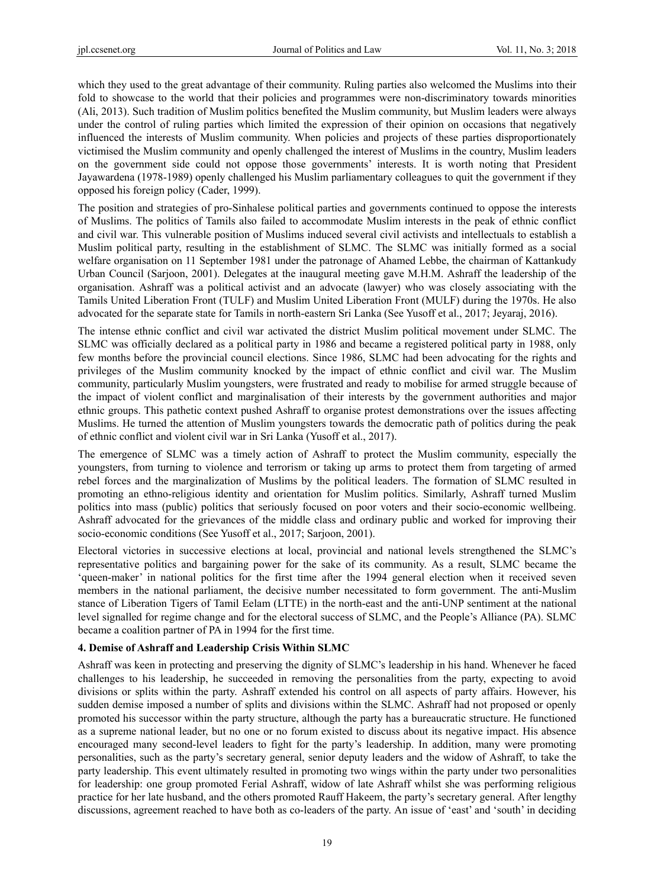which they used to the great advantage of their community. Ruling parties also welcomed the Muslims into their fold to showcase to the world that their policies and programmes were non-discriminatory towards minorities (Ali, 2013). Such tradition of Muslim politics benefited the Muslim community, but Muslim leaders were always under the control of ruling parties which limited the expression of their opinion on occasions that negatively influenced the interests of Muslim community. When policies and projects of these parties disproportionately victimised the Muslim community and openly challenged the interest of Muslims in the country, Muslim leaders on the government side could not oppose those governments' interests. It is worth noting that President Jayawardena (1978-1989) openly challenged his Muslim parliamentary colleagues to quit the government if they opposed his foreign policy (Cader, 1999).

The position and strategies of pro-Sinhalese political parties and governments continued to oppose the interests of Muslims. The politics of Tamils also failed to accommodate Muslim interests in the peak of ethnic conflict and civil war. This vulnerable position of Muslims induced several civil activists and intellectuals to establish a Muslim political party, resulting in the establishment of SLMC. The SLMC was initially formed as a social welfare organisation on 11 September 1981 under the patronage of Ahamed Lebbe, the chairman of Kattankudy Urban Council (Sarjoon, 2001). Delegates at the inaugural meeting gave M.H.M. Ashraff the leadership of the organisation. Ashraff was a political activist and an advocate (lawyer) who was closely associating with the Tamils United Liberation Front (TULF) and Muslim United Liberation Front (MULF) during the 1970s. He also advocated for the separate state for Tamils in north-eastern Sri Lanka (See Yusoff et al., 2017; Jeyaraj, 2016).

The intense ethnic conflict and civil war activated the district Muslim political movement under SLMC. The SLMC was officially declared as a political party in 1986 and became a registered political party in 1988, only few months before the provincial council elections. Since 1986, SLMC had been advocating for the rights and privileges of the Muslim community knocked by the impact of ethnic conflict and civil war. The Muslim community, particularly Muslim youngsters, were frustrated and ready to mobilise for armed struggle because of the impact of violent conflict and marginalisation of their interests by the government authorities and major ethnic groups. This pathetic context pushed Ashraff to organise protest demonstrations over the issues affecting Muslims. He turned the attention of Muslim youngsters towards the democratic path of politics during the peak of ethnic conflict and violent civil war in Sri Lanka (Yusoff et al., 2017).

The emergence of SLMC was a timely action of Ashraff to protect the Muslim community, especially the youngsters, from turning to violence and terrorism or taking up arms to protect them from targeting of armed rebel forces and the marginalization of Muslims by the political leaders. The formation of SLMC resulted in promoting an ethno-religious identity and orientation for Muslim politics. Similarly, Ashraff turned Muslim politics into mass (public) politics that seriously focused on poor voters and their socio-economic wellbeing. Ashraff advocated for the grievances of the middle class and ordinary public and worked for improving their socio-economic conditions (See Yusoff et al., 2017; Sarjoon, 2001).

Electoral victories in successive elections at local, provincial and national levels strengthened the SLMC's representative politics and bargaining power for the sake of its community. As a result, SLMC became the 'queen-maker' in national politics for the first time after the 1994 general election when it received seven members in the national parliament, the decisive number necessitated to form government. The anti-Muslim stance of Liberation Tigers of Tamil Eelam (LTTE) in the north-east and the anti-UNP sentiment at the national level signalled for regime change and for the electoral success of SLMC, and the People's Alliance (PA). SLMC became a coalition partner of PA in 1994 for the first time.

## 4. Demise of Ashraff and Leadership Crisis Within SLMC

Ashraff was keen in protecting and preserving the dignity of SLMC's leadership in his hand. Whenever he faced challenges to his leadership, he succeeded in removing the personalities from the party, expecting to avoid divisions or splits within the party. Ashraff extended his control on all aspects of party affairs. However, his sudden demise imposed a number of splits and divisions within the SLMC. Ashraff had not proposed or openly promoted his successor within the party structure, although the party has a bureaucratic structure. He functioned as a supreme national leader, but no one or no forum existed to discuss about its negative impact. His absence encouraged many second-level leaders to fight for the party's leadership. In addition, many were promoting personalities, such as the party's secretary general, senior deputy leaders and the widow of Ashraff, to take the party leadership. This event ultimately resulted in promoting two wings within the party under two personalities for leadership: one group promoted Ferial Ashraff, widow of late Ashraff whilst she was performing religious practice for her late husband, and the others promoted Rauff Hakeem, the party's secretary general. After lengthy discussions, agreement reached to have both as co-leaders of the party. An issue of 'east' and 'south' in deciding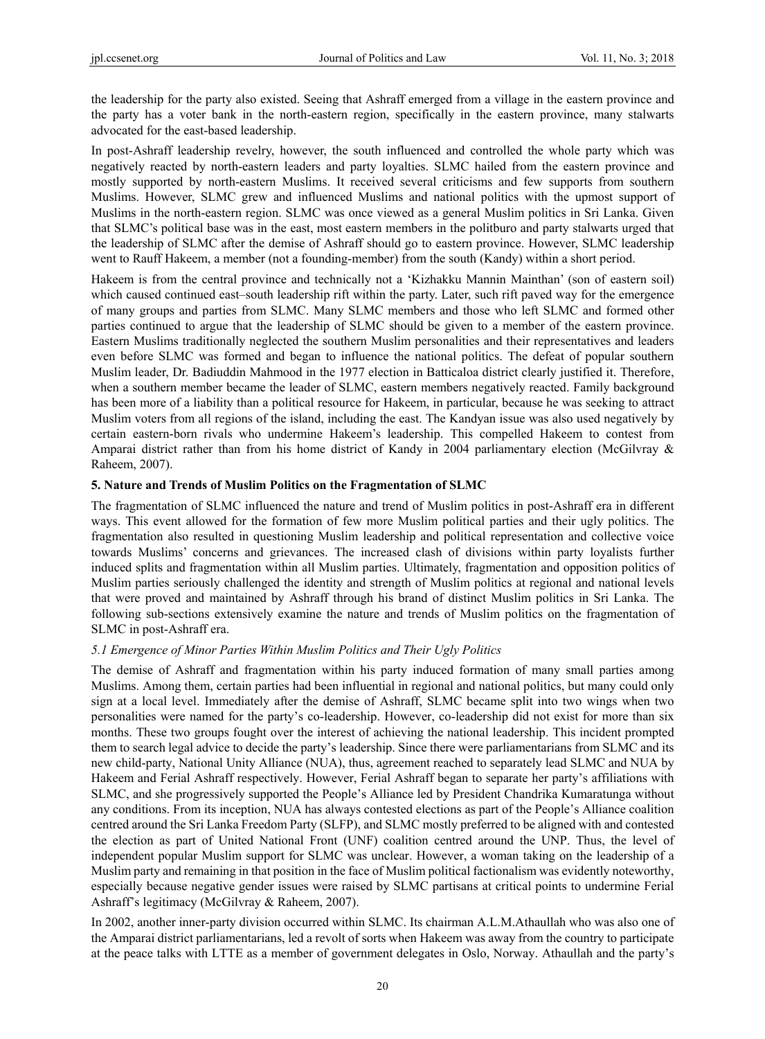the leadership for the party also existed. Seeing that Ashraff emerged from a village in the eastern province and the party has a voter bank in the north-eastern region, specifically in the eastern province, many stalwarts advocated for the east-based leadership.

In post-Ashraff leadership revelry, however, the south influenced and controlled the whole party which was negatively reacted by north-eastern leaders and party loyalties. SLMC hailed from the eastern province and mostly supported by north-eastern Muslims. It received several criticisms and few supports from southern Muslims. However, SLMC grew and influenced Muslims and national politics with the upmost support of Muslims in the north-eastern region. SLMC was once viewed as a general Muslim politics in Sri Lanka. Given that SLMC's political base was in the east, most eastern members in the politburo and party stalwarts urged that the leadership of SLMC after the demise of Ashraff should go to eastern province. However, SLMC leadership went to Rauff Hakeem, a member (not a founding-member) from the south (Kandy) within a short period.

Hakeem is from the central province and technically not a 'Kizhakku Mannin Mainthan' (son of eastern soil) which caused continued east–south leadership rift within the party. Later, such rift paved way for the emergence of many groups and parties from SLMC. Many SLMC members and those who left SLMC and formed other parties continued to argue that the leadership of SLMC should be given to a member of the eastern province. Eastern Muslims traditionally neglected the southern Muslim personalities and their representatives and leaders even before SLMC was formed and began to influence the national politics. The defeat of popular southern Muslim leader, Dr. Badiuddin Mahmood in the 1977 election in Batticaloa district clearly justified it. Therefore, when a southern member became the leader of SLMC, eastern members negatively reacted. Family background has been more of a liability than a political resource for Hakeem, in particular, because he was seeking to attract Muslim voters from all regions of the island, including the east. The Kandyan issue was also used negatively by certain eastern-born rivals who undermine Hakeem's leadership. This compelled Hakeem to contest from Amparai district rather than from his home district of Kandy in 2004 parliamentary election (McGilvray & Raheem, 2007).

## 5. Nature and Trends of Muslim Politics on the Fragmentation of SLMC

The fragmentation of SLMC influenced the nature and trend of Muslim politics in post-Ashraff era in different ways. This event allowed for the formation of few more Muslim political parties and their ugly politics. The fragmentation also resulted in questioning Muslim leadership and political representation and collective voice towards Muslims' concerns and grievances. The increased clash of divisions within party loyalists further induced splits and fragmentation within all Muslim parties. Ultimately, fragmentation and opposition politics of Muslim parties seriously challenged the identity and strength of Muslim politics at regional and national levels that were proved and maintained by Ashraff through his brand of distinct Muslim politics in Sri Lanka. The following sub-sections extensively examine the nature and trends of Muslim politics on the fragmentation of SLMC in post-Ashraff era.

### *5.1 Emergence of Minor Parties Within Muslim Politics and Their Ugly Politics*

The demise of Ashraff and fragmentation within his party induced formation of many small parties among Muslims. Among them, certain parties had been influential in regional and national politics, but many could only sign at a local level. Immediately after the demise of Ashraff, SLMC became split into two wings when two personalities were named for the party's co-leadership. However, co-leadership did not exist for more than six months. These two groups fought over the interest of achieving the national leadership. This incident prompted them to search legal advice to decide the party's leadership. Since there were parliamentarians from SLMC and its new child-party, National Unity Alliance (NUA), thus, agreement reached to separately lead SLMC and NUA by Hakeem and Ferial Ashraff respectively. However, Ferial Ashraff began to separate her party's affiliations with SLMC, and she progressively supported the People's Alliance led by President Chandrika Kumaratunga without any conditions. From its inception, NUA has always contested elections as part of the People's Alliance coalition centred around the Sri Lanka Freedom Party (SLFP), and SLMC mostly preferred to be aligned with and contested the election as part of United National Front (UNF) coalition centred around the UNP. Thus, the level of independent popular Muslim support for SLMC was unclear. However, a woman taking on the leadership of a Muslim party and remaining in that position in the face of Muslim political factionalism was evidently noteworthy, especially because negative gender issues were raised by SLMC partisans at critical points to undermine Ferial Ashraff's legitimacy (McGilvray & Raheem, 2007).

In 2002, another inner-party division occurred within SLMC. Its chairman A.L.M.Athaullah who was also one of the Amparai district parliamentarians, led a revolt of sorts when Hakeem was away from the country to participate at the peace talks with LTTE as a member of government delegates in Oslo, Norway. Athaullah and the party's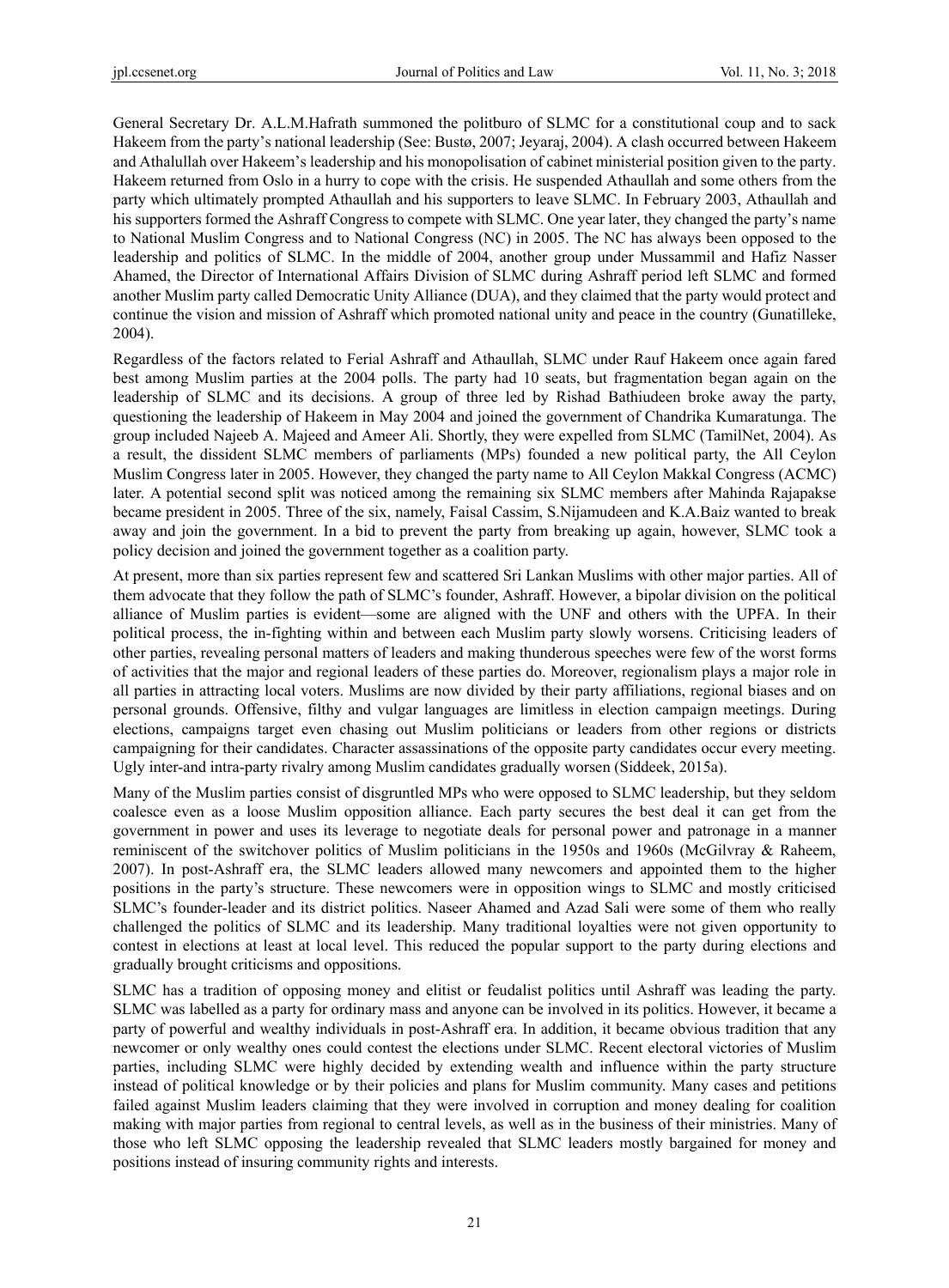General Secretary Dr. A.L.M.Hafrath summoned the politburo of SLMC for a constitutional coup and to sack Hakeem from the party's national leadership (See: Bustø, 2007; Jeyaraj, 2004). A clash occurred between Hakeem and Athalullah over Hakeem's leadership and his monopolisation of cabinet ministerial position given to the party. Hakeem returned from Oslo in a hurry to cope with the crisis. He suspended Athaullah and some others from the party which ultimately prompted Athaullah and his supporters to leave SLMC. In February 2003, Athaullah and his supporters formed the Ashraff Congress to compete with SLMC. One year later, they changed the party's name to National Muslim Congress and to National Congress (NC) in 2005. The NC has always been opposed to the leadership and politics of SLMC. In the middle of 2004, another group under Mussammil and Hafiz Nasser Ahamed, the Director of International Affairs Division of SLMC during Ashraff period left SLMC and formed another Muslim party called Democratic Unity Alliance (DUA), and they claimed that the party would protect and continue the vision and mission of Ashraff which promoted national unity and peace in the country (Gunatilleke, 2004).

Regardless of the factors related to Ferial Ashraff and Athaullah, SLMC under Rauf Hakeem once again fared best among Muslim parties at the 2004 polls. The party had 10 seats, but fragmentation began again on the leadership of SLMC and its decisions. A group of three led by Rishad Bathiudeen broke away the party, questioning the leadership of Hakeem in May 2004 and joined the government of Chandrika Kumaratunga. The group included Najeeb A. Majeed and Ameer Ali. Shortly, they were expelled from SLMC (TamilNet, 2004). As a result, the dissident SLMC members of parliaments (MPs) founded a new political party, the All Ceylon Muslim Congress later in 2005. However, they changed the party name to All Ceylon Makkal Congress (ACMC) later. A potential second split was noticed among the remaining six SLMC members after Mahinda Rajapakse became president in 2005. Three of the six, namely, Faisal Cassim, S.Nijamudeen and K.A.Baiz wanted to break away and join the government. In a bid to prevent the party from breaking up again, however, SLMC took a policy decision and joined the government together as a coalition party.

At present, more than six parties represent few and scattered Sri Lankan Muslims with other major parties. All of them advocate that they follow the path of SLMC's founder, Ashraff. However, a bipolar division on the political alliance of Muslim parties is evident—some are aligned with the UNF and others with the UPFA. In their political process, the in-fighting within and between each Muslim party slowly worsens. Criticising leaders of other parties, revealing personal matters of leaders and making thunderous speeches were few of the worst forms of activities that the major and regional leaders of these parties do. Moreover, regionalism plays a major role in all parties in attracting local voters. Muslims are now divided by their party affiliations, regional biases and on personal grounds. Offensive, filthy and vulgar languages are limitless in election campaign meetings. During elections, campaigns target even chasing out Muslim politicians or leaders from other regions or districts campaigning for their candidates. Character assassinations of the opposite party candidates occur every meeting. Ugly inter-and intra-party rivalry among Muslim candidates gradually worsen (Siddeek, 2015a).

Many of the Muslim parties consist of disgruntled MPs who were opposed to SLMC leadership, but they seldom coalesce even as a loose Muslim opposition alliance. Each party secures the best deal it can get from the government in power and uses its leverage to negotiate deals for personal power and patronage in a manner reminiscent of the switchover politics of Muslim politicians in the 1950s and 1960s (McGilvray & Raheem, 2007). In post-Ashraff era, the SLMC leaders allowed many newcomers and appointed them to the higher positions in the party's structure. These newcomers were in opposition wings to SLMC and mostly criticised SLMC's founder-leader and its district politics. Naseer Ahamed and Azad Sali were some of them who really challenged the politics of SLMC and its leadership. Many traditional loyalties were not given opportunity to contest in elections at least at local level. This reduced the popular support to the party during elections and gradually brought criticisms and oppositions.

SLMC has a tradition of opposing money and elitist or feudalist politics until Ashraff was leading the party. SLMC was labelled as a party for ordinary mass and anyone can be involved in its politics. However, it became a party of powerful and wealthy individuals in post-Ashraff era. In addition, it became obvious tradition that any newcomer or only wealthy ones could contest the elections under SLMC. Recent electoral victories of Muslim parties, including SLMC were highly decided by extending wealth and influence within the party structure instead of political knowledge or by their policies and plans for Muslim community. Many cases and petitions failed against Muslim leaders claiming that they were involved in corruption and money dealing for coalition making with major parties from regional to central levels, as well as in the business of their ministries. Many of those who left SLMC opposing the leadership revealed that SLMC leaders mostly bargained for money and positions instead of insuring community rights and interests.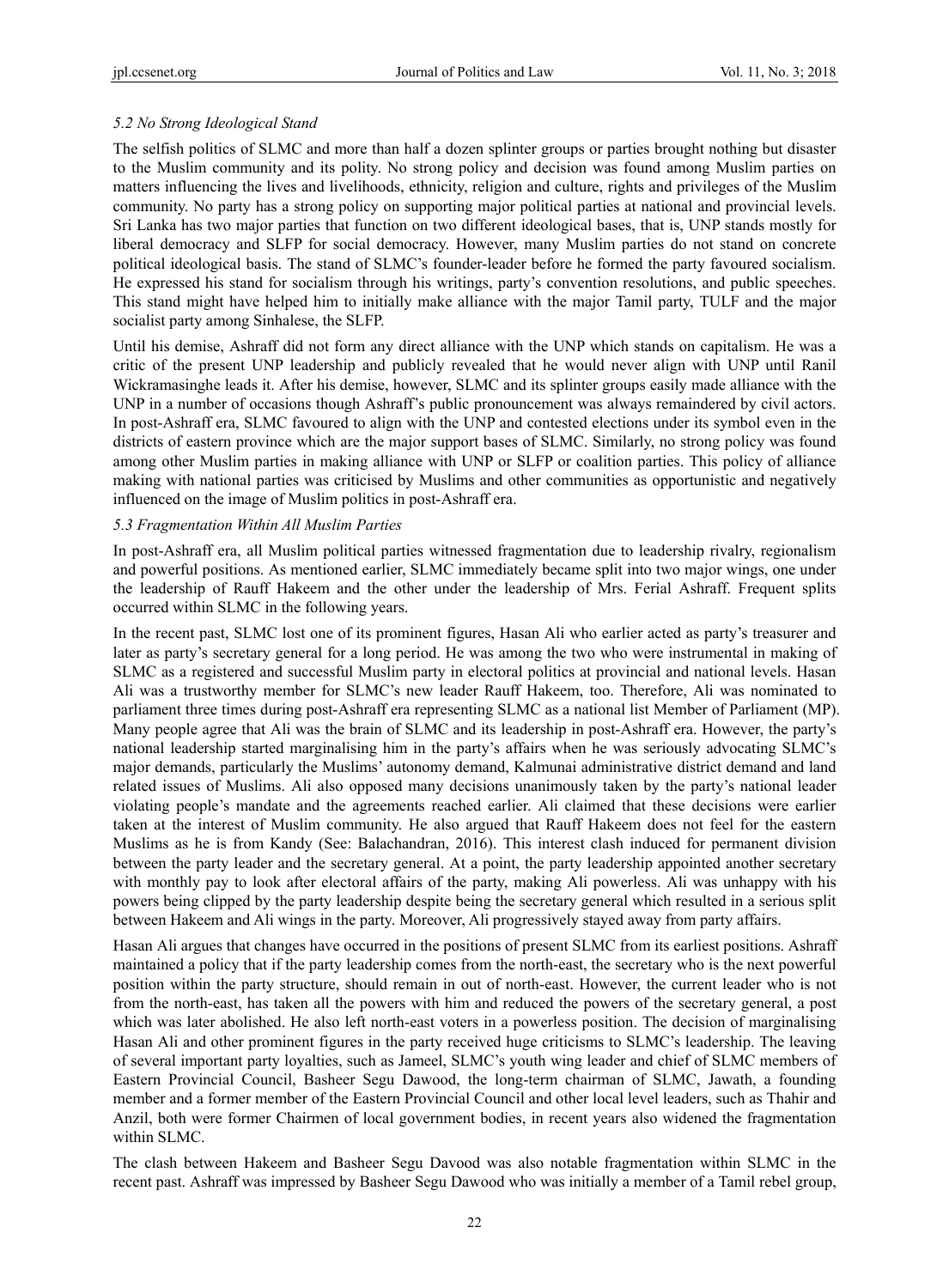### *5.2 No Strong Ideological Stand*

The selfish politics of SLMC and more than half a dozen splinter groups or parties brought nothing but disaster to the Muslim community and its polity. No strong policy and decision was found among Muslim parties on matters influencing the lives and livelihoods, ethnicity, religion and culture, rights and privileges of the Muslim community. No party has a strong policy on supporting major political parties at national and provincial levels. Sri Lanka has two major parties that function on two different ideological bases, that is, UNP stands mostly for liberal democracy and SLFP for social democracy. However, many Muslim parties do not stand on concrete political ideological basis. The stand of SLMC's founder-leader before he formed the party favoured socialism. He expressed his stand for socialism through his writings, party's convention resolutions, and public speeches. This stand might have helped him to initially make alliance with the major Tamil party, TULF and the major socialist party among Sinhalese, the SLFP.

Until his demise, Ashraff did not form any direct alliance with the UNP which stands on capitalism. He was a critic of the present UNP leadership and publicly revealed that he would never align with UNP until Ranil Wickramasinghe leads it. After his demise, however, SLMC and its splinter groups easily made alliance with the UNP in a number of occasions though Ashraff's public pronouncement was always remaindered by civil actors. In post-Ashraff era, SLMC favoured to align with the UNP and contested elections under its symbol even in the districts of eastern province which are the major support bases of SLMC. Similarly, no strong policy was found among other Muslim parties in making alliance with UNP or SLFP or coalition parties. This policy of alliance making with national parties was criticised by Muslims and other communities as opportunistic and negatively influenced on the image of Muslim politics in post-Ashraff era.

### *5.3 Fragmentation Within All Muslim Parties*

In post-Ashraff era, all Muslim political parties witnessed fragmentation due to leadership rivalry, regionalism and powerful positions. As mentioned earlier, SLMC immediately became split into two major wings, one under the leadership of Rauff Hakeem and the other under the leadership of Mrs. Ferial Ashraff. Frequent splits occurred within SLMC in the following years.

In the recent past, SLMC lost one of its prominent figures, Hasan Ali who earlier acted as party's treasurer and later as party's secretary general for a long period. He was among the two who were instrumental in making of SLMC as a registered and successful Muslim party in electoral politics at provincial and national levels. Hasan Ali was a trustworthy member for SLMC's new leader Rauff Hakeem, too. Therefore, Ali was nominated to parliament three times during post-Ashraff era representing SLMC as a national list Member of Parliament (MP). Many people agree that Ali was the brain of SLMC and its leadership in post-Ashraff era. However, the party's national leadership started marginalising him in the party's affairs when he was seriously advocating SLMC's major demands, particularly the Muslims' autonomy demand, Kalmunai administrative district demand and land related issues of Muslims. Ali also opposed many decisions unanimously taken by the party's national leader violating people's mandate and the agreements reached earlier. Ali claimed that these decisions were earlier taken at the interest of Muslim community. He also argued that Rauff Hakeem does not feel for the eastern Muslims as he is from Kandy (See: Balachandran, 2016). This interest clash induced for permanent division between the party leader and the secretary general. At a point, the party leadership appointed another secretary with monthly pay to look after electoral affairs of the party, making Ali powerless. Ali was unhappy with his powers being clipped by the party leadership despite being the secretary general which resulted in a serious split between Hakeem and Ali wings in the party. Moreover, Ali progressively stayed away from party affairs.

Hasan Ali argues that changes have occurred in the positions of present SLMC from its earliest positions. Ashraff maintained a policy that if the party leadership comes from the north-east, the secretary who is the next powerful position within the party structure, should remain in out of north-east. However, the current leader who is not from the north-east, has taken all the powers with him and reduced the powers of the secretary general, a post which was later abolished. He also left north-east voters in a powerless position. The decision of marginalising Hasan Ali and other prominent figures in the party received huge criticisms to SLMC's leadership. The leaving of several important party loyalties, such as Jameel, SLMC's youth wing leader and chief of SLMC members of Eastern Provincial Council, Basheer Segu Dawood, the long-term chairman of SLMC, Jawath, a founding member and a former member of the Eastern Provincial Council and other local level leaders, such as Thahir and Anzil, both were former Chairmen of local government bodies, in recent years also widened the fragmentation within SLMC.

The clash between Hakeem and Basheer Segu Davood was also notable fragmentation within SLMC in the recent past. Ashraff was impressed by Basheer Segu Dawood who was initially a member of a Tamil rebel group,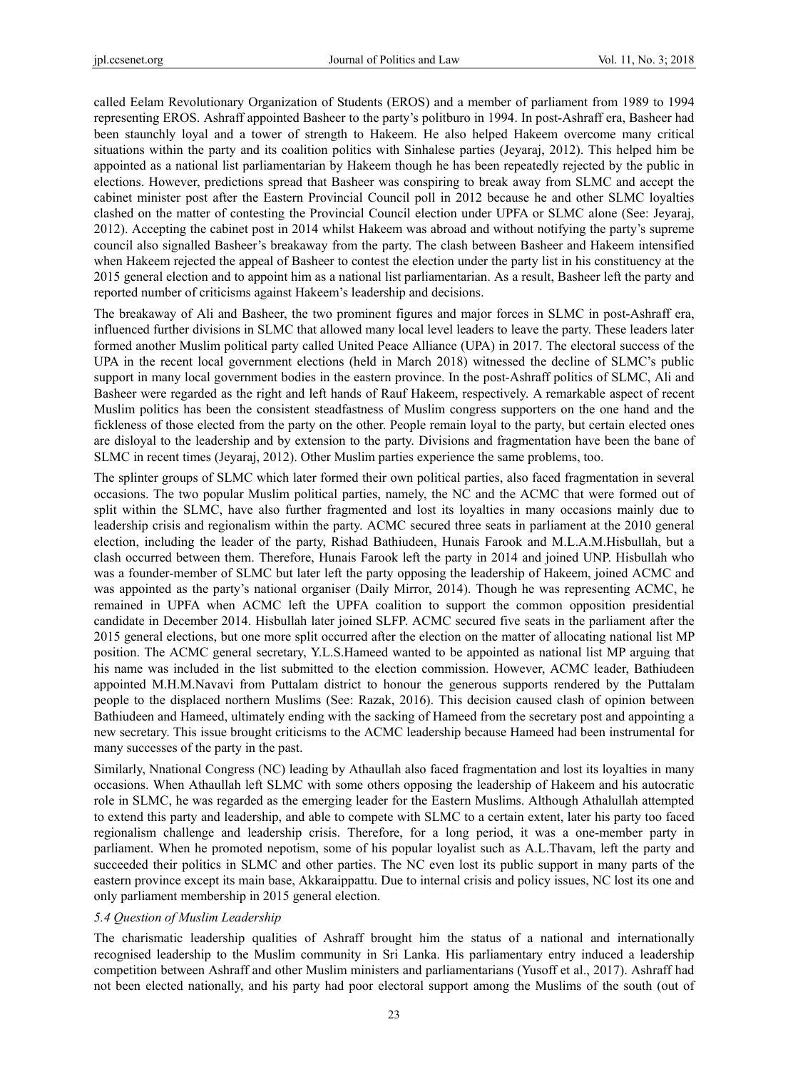called Eelam Revolutionary Organization of Students (EROS) and a member of parliament from 1989 to 1994 representing EROS. Ashraff appointed Basheer to the party's politburo in 1994. In post-Ashraff era, Basheer had been staunchly loyal and a tower of strength to Hakeem. He also helped Hakeem overcome many critical situations within the party and its coalition politics with Sinhalese parties (Jeyaraj, 2012). This helped him be appointed as a national list parliamentarian by Hakeem though he has been repeatedly rejected by the public in elections. However, predictions spread that Basheer was conspiring to break away from SLMC and accept the cabinet minister post after the Eastern Provincial Council poll in 2012 because he and other SLMC loyalties clashed on the matter of contesting the Provincial Council election under UPFA or SLMC alone (See: Jeyaraj, 2012). Accepting the cabinet post in 2014 whilst Hakeem was abroad and without notifying the party's supreme council also signalled Basheer's breakaway from the party. The clash between Basheer and Hakeem intensified when Hakeem rejected the appeal of Basheer to contest the election under the party list in his constituency at the 2015 general election and to appoint him as a national list parliamentarian. As a result, Basheer left the party and reported number of criticisms against Hakeem's leadership and decisions.

The breakaway of Ali and Basheer, the two prominent figures and major forces in SLMC in post-Ashraff era, influenced further divisions in SLMC that allowed many local level leaders to leave the party. These leaders later formed another Muslim political party called United Peace Alliance (UPA) in 2017. The electoral success of the UPA in the recent local government elections (held in March 2018) witnessed the decline of SLMC's public support in many local government bodies in the eastern province. In the post-Ashraff politics of SLMC, Ali and Basheer were regarded as the right and left hands of Rauf Hakeem, respectively. A remarkable aspect of recent Muslim politics has been the consistent steadfastness of Muslim congress supporters on the one hand and the fickleness of those elected from the party on the other. People remain loyal to the party, but certain elected ones are disloyal to the leadership and by extension to the party. Divisions and fragmentation have been the bane of SLMC in recent times (Jeyaraj, 2012). Other Muslim parties experience the same problems, too.

The splinter groups of SLMC which later formed their own political parties, also faced fragmentation in several occasions. The two popular Muslim political parties, namely, the NC and the ACMC that were formed out of split within the SLMC, have also further fragmented and lost its loyalties in many occasions mainly due to leadership crisis and regionalism within the party. ACMC secured three seats in parliament at the 2010 general election, including the leader of the party, Rishad Bathiudeen, Hunais Farook and M.L.A.M.Hisbullah, but a clash occurred between them. Therefore, Hunais Farook left the party in 2014 and joined UNP. Hisbullah who was a founder-member of SLMC but later left the party opposing the leadership of Hakeem, joined ACMC and was appointed as the party's national organiser (Daily Mirror, 2014). Though he was representing ACMC, he remained in UPFA when ACMC left the UPFA coalition to support the common opposition presidential candidate in December 2014. Hisbullah later joined SLFP. ACMC secured five seats in the parliament after the 2015 general elections, but one more split occurred after the election on the matter of allocating national list MP position. The ACMC general secretary, Y.L.S.Hameed wanted to be appointed as national list MP arguing that his name was included in the list submitted to the election commission. However, ACMC leader, Bathiudeen appointed M.H.M.Navavi from Puttalam district to honour the generous supports rendered by the Puttalam people to the displaced northern Muslims (See: Razak, 2016). This decision caused clash of opinion between Bathiudeen and Hameed, ultimately ending with the sacking of Hameed from the secretary post and appointing a new secretary. This issue brought criticisms to the ACMC leadership because Hameed had been instrumental for many successes of the party in the past.

Similarly, Nnational Congress (NC) leading by Athaullah also faced fragmentation and lost its loyalties in many occasions. When Athaullah left SLMC with some others opposing the leadership of Hakeem and his autocratic role in SLMC, he was regarded as the emerging leader for the Eastern Muslims. Although Athalullah attempted to extend this party and leadership, and able to compete with SLMC to a certain extent, later his party too faced regionalism challenge and leadership crisis. Therefore, for a long period, it was a one-member party in parliament. When he promoted nepotism, some of his popular loyalist such as A.L.Thavam, left the party and succeeded their politics in SLMC and other parties. The NC even lost its public support in many parts of the eastern province except its main base, Akkaraippattu. Due to internal crisis and policy issues, NC lost its one and only parliament membership in 2015 general election.

### *5.4 Question of Muslim Leadership*

The charismatic leadership qualities of Ashraff brought him the status of a national and internationally recognised leadership to the Muslim community in Sri Lanka. His parliamentary entry induced a leadership competition between Ashraff and other Muslim ministers and parliamentarians (Yusoff et al., 2017). Ashraff had not been elected nationally, and his party had poor electoral support among the Muslims of the south (out of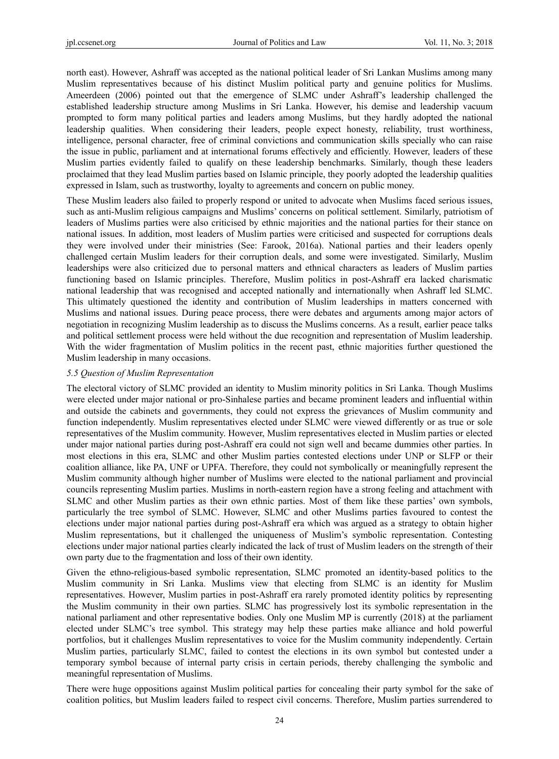north east). However, Ashraff was accepted as the national political leader of Sri Lankan Muslims among many Muslim representatives because of his distinct Muslim political party and genuine politics for Muslims. Ameerdeen (2006) pointed out that the emergence of SLMC under Ashraff's leadership challenged the established leadership structure among Muslims in Sri Lanka. However, his demise and leadership vacuum prompted to form many political parties and leaders among Muslims, but they hardly adopted the national leadership qualities. When considering their leaders, people expect honesty, reliability, trust worthiness, intelligence, personal character, free of criminal convictions and communication skills specially who can raise the issue in public, parliament and at international forums effectively and efficiently. However, leaders of these Muslim parties evidently failed to qualify on these leadership benchmarks. Similarly, though these leaders proclaimed that they lead Muslim parties based on Islamic principle, they poorly adopted the leadership qualities expressed in Islam, such as trustworthy, loyalty to agreements and concern on public money.

These Muslim leaders also failed to properly respond or united to advocate when Muslims faced serious issues, such as anti-Muslim religious campaigns and Muslims' concerns on political settlement. Similarly, patriotism of leaders of Muslims parties were also criticised by ethnic majorities and the national parties for their stance on national issues. In addition, most leaders of Muslim parties were criticised and suspected for corruptions deals they were involved under their ministries (See: Farook, 2016a). National parties and their leaders openly challenged certain Muslim leaders for their corruption deals, and some were investigated. Similarly, Muslim leaderships were also criticized due to personal matters and ethnical characters as leaders of Muslim parties functioning based on Islamic principles. Therefore, Muslim politics in post-Ashraff era lacked charismatic national leadership that was recognised and accepted nationally and internationally when Ashraff led SLMC. This ultimately questioned the identity and contribution of Muslim leaderships in matters concerned with Muslims and national issues. During peace process, there were debates and arguments among major actors of negotiation in recognizing Muslim leadership as to discuss the Muslims concerns. As a result, earlier peace talks and political settlement process were held without the due recognition and representation of Muslim leadership. With the wider fragmentation of Muslim politics in the recent past, ethnic majorities further questioned the Muslim leadership in many occasions.

### *5.5 Question of Muslim Representation*

The electoral victory of SLMC provided an identity to Muslim minority politics in Sri Lanka. Though Muslims were elected under major national or pro-Sinhalese parties and became prominent leaders and influential within and outside the cabinets and governments, they could not express the grievances of Muslim community and function independently. Muslim representatives elected under SLMC were viewed differently or as true or sole representatives of the Muslim community. However, Muslim representatives elected in Muslim parties or elected under major national parties during post-Ashraff era could not sign well and became dummies other parties. In most elections in this era, SLMC and other Muslim parties contested elections under UNP or SLFP or their coalition alliance, like PA, UNF or UPFA. Therefore, they could not symbolically or meaningfully represent the Muslim community although higher number of Muslims were elected to the national parliament and provincial councils representing Muslim parties. Muslims in north-eastern region have a strong feeling and attachment with SLMC and other Muslim parties as their own ethnic parties. Most of them like these parties' own symbols, particularly the tree symbol of SLMC. However, SLMC and other Muslims parties favoured to contest the elections under major national parties during post-Ashraff era which was argued as a strategy to obtain higher Muslim representations, but it challenged the uniqueness of Muslim's symbolic representation. Contesting elections under major national parties clearly indicated the lack of trust of Muslim leaders on the strength of their own party due to the fragmentation and loss of their own identity.

Given the ethno-religious-based symbolic representation, SLMC promoted an identity-based politics to the Muslim community in Sri Lanka. Muslims view that electing from SLMC is an identity for Muslim representatives. However, Muslim parties in post-Ashraff era rarely promoted identity politics by representing the Muslim community in their own parties. SLMC has progressively lost its symbolic representation in the national parliament and other representative bodies. Only one Muslim MP is currently (2018) at the parliament elected under SLMC's tree symbol. This strategy may help these parties make alliance and hold powerful portfolios, but it challenges Muslim representatives to voice for the Muslim community independently. Certain Muslim parties, particularly SLMC, failed to contest the elections in its own symbol but contested under a temporary symbol because of internal party crisis in certain periods, thereby challenging the symbolic and meaningful representation of Muslims.

There were huge oppositions against Muslim political parties for concealing their party symbol for the sake of coalition politics, but Muslim leaders failed to respect civil concerns. Therefore, Muslim parties surrendered to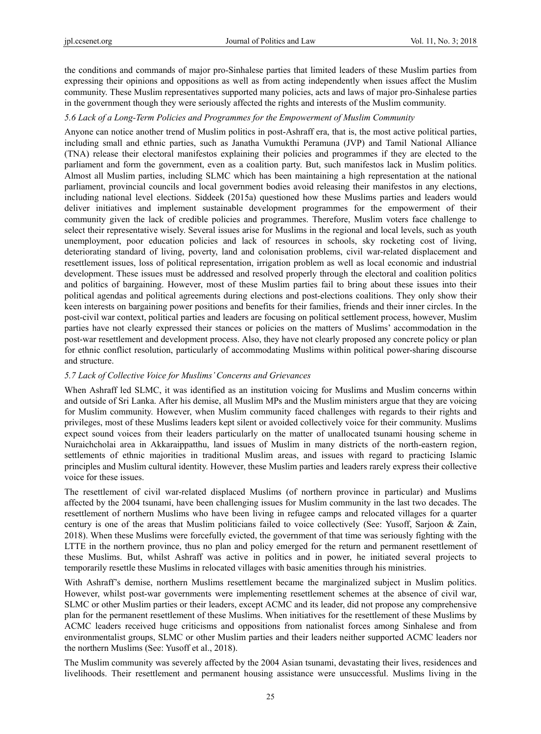the conditions and commands of major pro-Sinhalese parties that limited leaders of these Muslim parties from expressing their opinions and oppositions as well as from acting independently when issues affect the Muslim community. These Muslim representatives supported many policies, acts and laws of major pro-Sinhalese parties in the government though they were seriously affected the rights and interests of the Muslim community.

### *5.6 Lack of a Long-Term Policies and Programmes for the Empowerment of Muslim Community*

Anyone can notice another trend of Muslim politics in post-Ashraff era, that is, the most active political parties, including small and ethnic parties, such as Janatha Vumukthi Peramuna (JVP) and Tamil National Alliance (TNA) release their electoral manifestos explaining their policies and programmes if they are elected to the parliament and form the government, even as a coalition party. But, such manifestos lack in Muslim politics. Almost all Muslim parties, including SLMC which has been maintaining a high representation at the national parliament, provincial councils and local government bodies avoid releasing their manifestos in any elections, including national level elections. Siddeek (2015a) questioned how these Muslims parties and leaders would deliver initiatives and implement sustainable development programmes for the empowerment of their community given the lack of credible policies and programmes. Therefore, Muslim voters face challenge to select their representative wisely. Several issues arise for Muslims in the regional and local levels, such as youth unemployment, poor education policies and lack of resources in schools, sky rocketing cost of living, deteriorating standard of living, poverty, land and colonisation problems, civil war-related displacement and resettlement issues, loss of political representation, irrigation problem as well as local economic and industrial development. These issues must be addressed and resolved properly through the electoral and coalition politics and politics of bargaining. However, most of these Muslim parties fail to bring about these issues into their political agendas and political agreements during elections and post-elections coalitions. They only show their keen interests on bargaining power positions and benefits for their families, friends and their inner circles. In the post-civil war context, political parties and leaders are focusing on political settlement process, however, Muslim parties have not clearly expressed their stances or policies on the matters of Muslims' accommodation in the post-war resettlement and development process. Also, they have not clearly proposed any concrete policy or plan for ethnic conflict resolution, particularly of accommodating Muslims within political power-sharing discourse and structure.

### *5.7 Lack of Collective Voice for Muslims' Concerns and Grievances*

When Ashraff led SLMC, it was identified as an institution voicing for Muslims and Muslim concerns within and outside of Sri Lanka. After his demise, all Muslim MPs and the Muslim ministers argue that they are voicing for Muslim community. However, when Muslim community faced challenges with regards to their rights and privileges, most of these Muslims leaders kept silent or avoided collectively voice for their community. Muslims expect sound voices from their leaders particularly on the matter of unallocated tsunami housing scheme in Nuraichcholai area in Akkaraippatthu, land issues of Muslim in many districts of the north-eastern region, settlements of ethnic majorities in traditional Muslim areas, and issues with regard to practicing Islamic principles and Muslim cultural identity. However, these Muslim parties and leaders rarely express their collective voice for these issues.

The resettlement of civil war-related displaced Muslims (of northern province in particular) and Muslims affected by the 2004 tsunami, have been challenging issues for Muslim community in the last two decades. The resettlement of northern Muslims who have been living in refugee camps and relocated villages for a quarter century is one of the areas that Muslim politicians failed to voice collectively (See: Yusoff, Sarjoon & Zain, 2018). When these Muslims were forcefully evicted, the government of that time was seriously fighting with the LTTE in the northern province, thus no plan and policy emerged for the return and permanent resettlement of these Muslims. But, whilst Ashraff was active in politics and in power, he initiated several projects to temporarily resettle these Muslims in relocated villages with basic amenities through his ministries.

With Ashraff's demise, northern Muslims resettlement became the marginalized subject in Muslim politics. However, whilst post-war governments were implementing resettlement schemes at the absence of civil war, SLMC or other Muslim parties or their leaders, except ACMC and its leader, did not propose any comprehensive plan for the permanent resettlement of these Muslims. When initiatives for the resettlement of these Muslims by ACMC leaders received huge criticisms and oppositions from nationalist forces among Sinhalese and from environmentalist groups, SLMC or other Muslim parties and their leaders neither supported ACMC leaders nor the northern Muslims (See: Yusoff et al., 2018).

The Muslim community was severely affected by the 2004 Asian tsunami, devastating their lives, residences and livelihoods. Their resettlement and permanent housing assistance were unsuccessful. Muslims living in the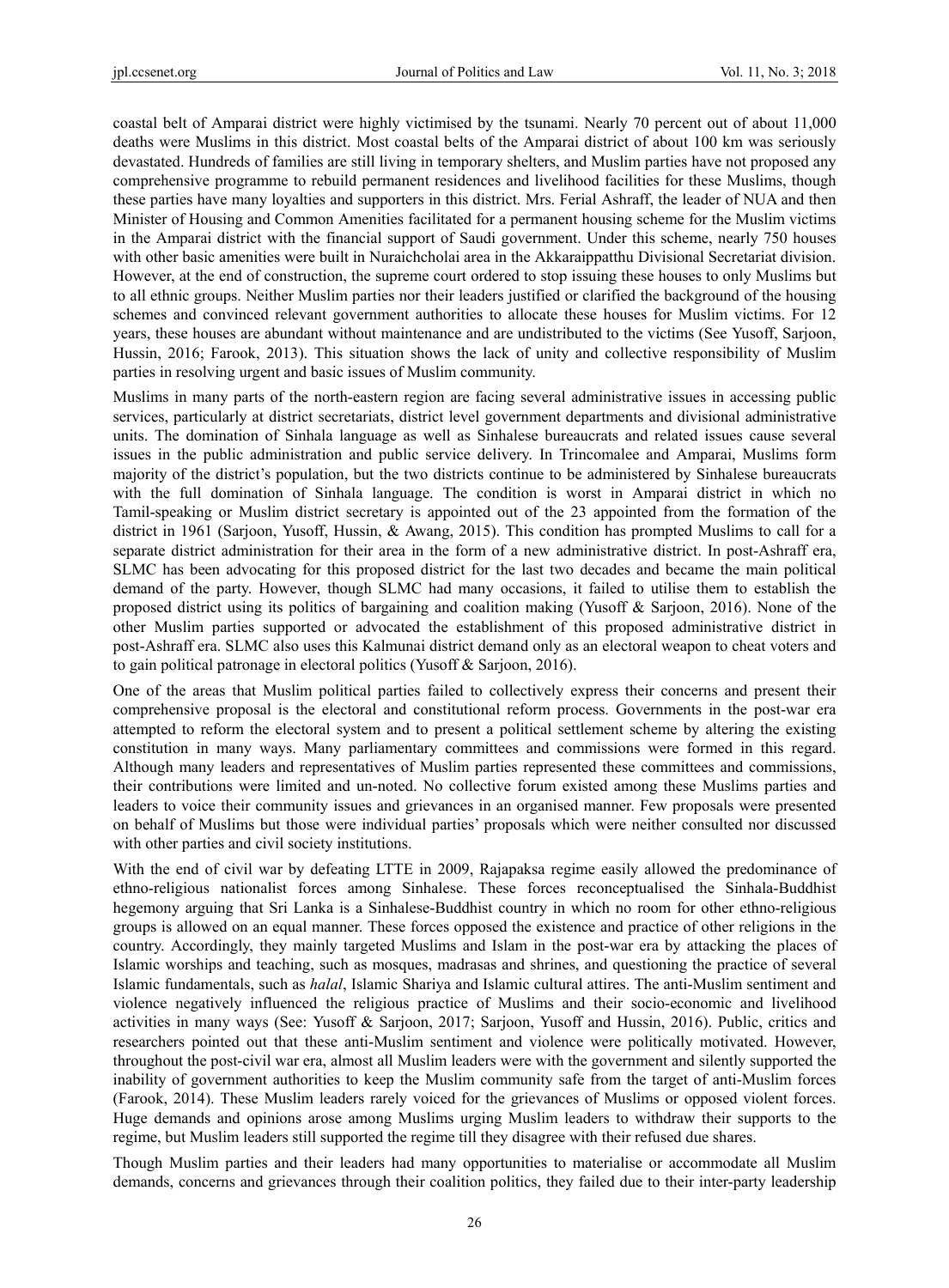coastal belt of Amparai district were highly victimised by the tsunami. Nearly 70 percent out of about 11,000 deaths were Muslims in this district. Most coastal belts of the Amparai district of about 100 km was seriously devastated. Hundreds of families are still living in temporary shelters, and Muslim parties have not proposed any comprehensive programme to rebuild permanent residences and livelihood facilities for these Muslims, though these parties have many loyalties and supporters in this district. Mrs. Ferial Ashraff, the leader of NUA and then Minister of Housing and Common Amenities facilitated for a permanent housing scheme for the Muslim victims in the Amparai district with the financial support of Saudi government. Under this scheme, nearly 750 houses with other basic amenities were built in Nuraichcholai area in the Akkaraippatthu Divisional Secretariat division. However, at the end of construction, the supreme court ordered to stop issuing these houses to only Muslims but to all ethnic groups. Neither Muslim parties nor their leaders justified or clarified the background of the housing schemes and convinced relevant government authorities to allocate these houses for Muslim victims. For 12 years, these houses are abundant without maintenance and are undistributed to the victims (See Yusoff, Sarjoon, Hussin, 2016; Farook, 2013). This situation shows the lack of unity and collective responsibility of Muslim parties in resolving urgent and basic issues of Muslim community.

Muslims in many parts of the north-eastern region are facing several administrative issues in accessing public services, particularly at district secretariats, district level government departments and divisional administrative units. The domination of Sinhala language as well as Sinhalese bureaucrats and related issues cause several issues in the public administration and public service delivery. In Trincomalee and Amparai, Muslims form majority of the district's population, but the two districts continue to be administered by Sinhalese bureaucrats with the full domination of Sinhala language. The condition is worst in Amparai district in which no Tamil-speaking or Muslim district secretary is appointed out of the 23 appointed from the formation of the district in 1961 (Sarjoon, Yusoff, Hussin, & Awang, 2015). This condition has prompted Muslims to call for a separate district administration for their area in the form of a new administrative district. In post-Ashraff era, SLMC has been advocating for this proposed district for the last two decades and became the main political demand of the party. However, though SLMC had many occasions, it failed to utilise them to establish the proposed district using its politics of bargaining and coalition making (Yusoff & Sarjoon, 2016). None of the other Muslim parties supported or advocated the establishment of this proposed administrative district in post-Ashraff era. SLMC also uses this Kalmunai district demand only as an electoral weapon to cheat voters and to gain political patronage in electoral politics (Yusoff & Sarjoon, 2016).

One of the areas that Muslim political parties failed to collectively express their concerns and present their comprehensive proposal is the electoral and constitutional reform process. Governments in the post-war era attempted to reform the electoral system and to present a political settlement scheme by altering the existing constitution in many ways. Many parliamentary committees and commissions were formed in this regard. Although many leaders and representatives of Muslim parties represented these committees and commissions, their contributions were limited and un-noted. No collective forum existed among these Muslims parties and leaders to voice their community issues and grievances in an organised manner. Few proposals were presented on behalf of Muslims but those were individual parties' proposals which were neither consulted nor discussed with other parties and civil society institutions.

With the end of civil war by defeating LTTE in 2009, Rajapaksa regime easily allowed the predominance of ethno-religious nationalist forces among Sinhalese. These forces reconceptualised the Sinhala-Buddhist hegemony arguing that Sri Lanka is a Sinhalese-Buddhist country in which no room for other ethno-religious groups is allowed on an equal manner. These forces opposed the existence and practice of other religions in the country. Accordingly, they mainly targeted Muslims and Islam in the post-war era by attacking the places of Islamic worships and teaching, such as mosques, madrasas and shrines, and questioning the practice of several Islamic fundamentals, such as *halal*, Islamic Shariya and Islamic cultural attires. The anti-Muslim sentiment and violence negatively influenced the religious practice of Muslims and their socio-economic and livelihood activities in many ways (See: Yusoff & Sarjoon, 2017; Sarjoon, Yusoff and Hussin, 2016). Public, critics and researchers pointed out that these anti-Muslim sentiment and violence were politically motivated. However, throughout the post-civil war era, almost all Muslim leaders were with the government and silently supported the inability of government authorities to keep the Muslim community safe from the target of anti-Muslim forces (Farook, 2014). These Muslim leaders rarely voiced for the grievances of Muslims or opposed violent forces. Huge demands and opinions arose among Muslims urging Muslim leaders to withdraw their supports to the regime, but Muslim leaders still supported the regime till they disagree with their refused due shares.

Though Muslim parties and their leaders had many opportunities to materialise or accommodate all Muslim demands, concerns and grievances through their coalition politics, they failed due to their inter-party leadership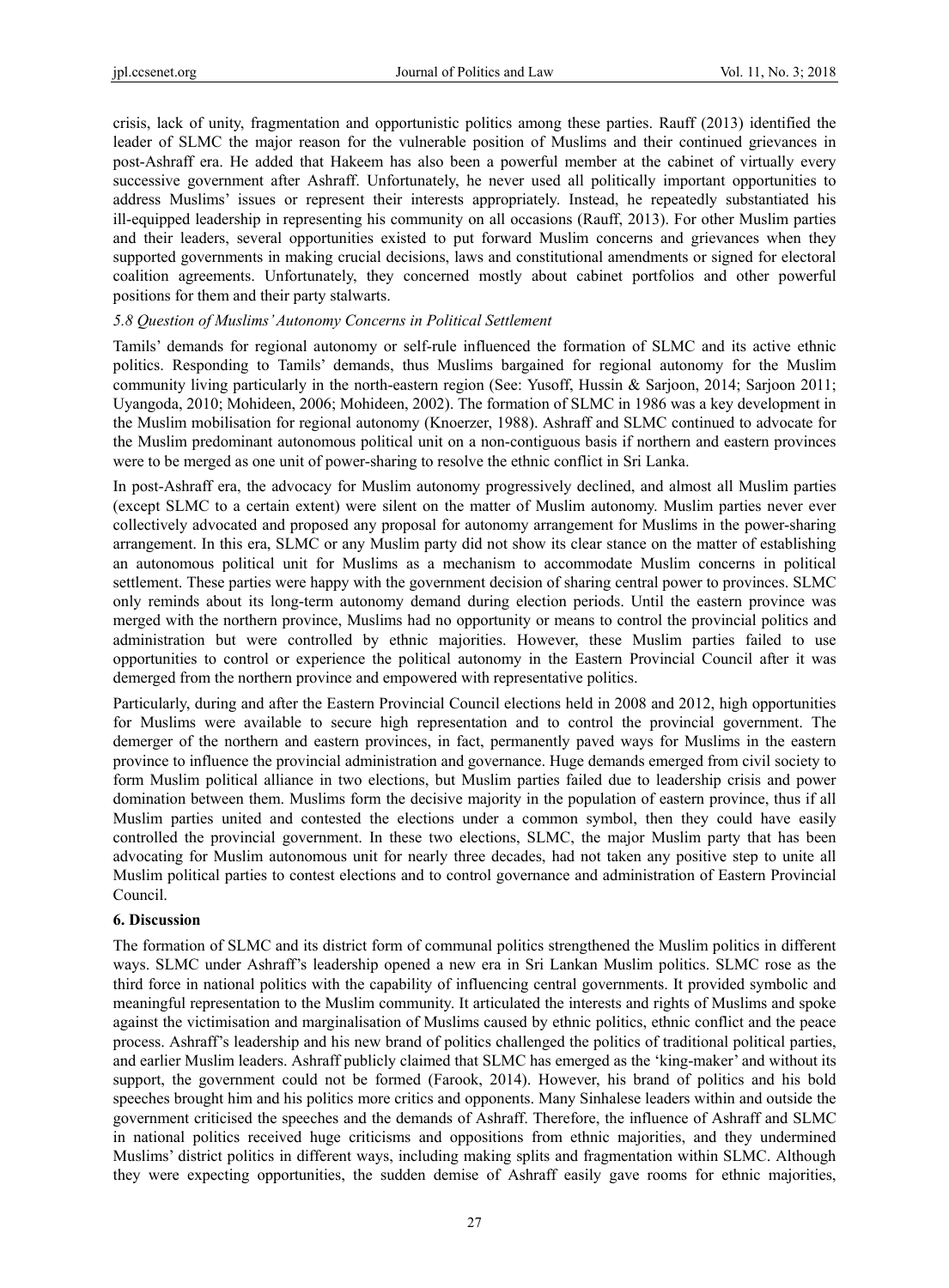crisis, lack of unity, fragmentation and opportunistic politics among these parties. Rauff (2013) identified the leader of SLMC the major reason for the vulnerable position of Muslims and their continued grievances in post-Ashraff era. He added that Hakeem has also been a powerful member at the cabinet of virtually every successive government after Ashraff. Unfortunately, he never used all politically important opportunities to address Muslims' issues or represent their interests appropriately. Instead, he repeatedly substantiated his ill-equipped leadership in representing his community on all occasions (Rauff, 2013). For other Muslim parties and their leaders, several opportunities existed to put forward Muslim concerns and grievances when they supported governments in making crucial decisions, laws and constitutional amendments or signed for electoral coalition agreements. Unfortunately, they concerned mostly about cabinet portfolios and other powerful positions for them and their party stalwarts.

### *5.8 Question of Muslims' Autonomy Concerns in Political Settlement*

Tamils' demands for regional autonomy or self-rule influenced the formation of SLMC and its active ethnic politics. Responding to Tamils' demands, thus Muslims bargained for regional autonomy for the Muslim community living particularly in the north-eastern region (See: Yusoff, Hussin & Sarjoon, 2014; Sarjoon 2011; Uyangoda, 2010; Mohideen, 2006; Mohideen, 2002). The formation of SLMC in 1986 was a key development in the Muslim mobilisation for regional autonomy (Knoerzer, 1988). Ashraff and SLMC continued to advocate for the Muslim predominant autonomous political unit on a non-contiguous basis if northern and eastern provinces were to be merged as one unit of power-sharing to resolve the ethnic conflict in Sri Lanka.

In post-Ashraff era, the advocacy for Muslim autonomy progressively declined, and almost all Muslim parties (except SLMC to a certain extent) were silent on the matter of Muslim autonomy. Muslim parties never ever collectively advocated and proposed any proposal for autonomy arrangement for Muslims in the power-sharing arrangement. In this era, SLMC or any Muslim party did not show its clear stance on the matter of establishing an autonomous political unit for Muslims as a mechanism to accommodate Muslim concerns in political settlement. These parties were happy with the government decision of sharing central power to provinces. SLMC only reminds about its long-term autonomy demand during election periods. Until the eastern province was merged with the northern province, Muslims had no opportunity or means to control the provincial politics and administration but were controlled by ethnic majorities. However, these Muslim parties failed to use opportunities to control or experience the political autonomy in the Eastern Provincial Council after it was demerged from the northern province and empowered with representative politics.

Particularly, during and after the Eastern Provincial Council elections held in 2008 and 2012, high opportunities for Muslims were available to secure high representation and to control the provincial government. The demerger of the northern and eastern provinces, in fact, permanently paved ways for Muslims in the eastern province to influence the provincial administration and governance. Huge demands emerged from civil society to form Muslim political alliance in two elections, but Muslim parties failed due to leadership crisis and power domination between them. Muslims form the decisive majority in the population of eastern province, thus if all Muslim parties united and contested the elections under a common symbol, then they could have easily controlled the provincial government. In these two elections, SLMC, the major Muslim party that has been advocating for Muslim autonomous unit for nearly three decades, had not taken any positive step to unite all Muslim political parties to contest elections and to control governance and administration of Eastern Provincial Council.

## **6. Discussion**

The formation of SLMC and its district form of communal politics strengthened the Muslim politics in different ways. SLMC under Ashraff's leadership opened a new era in Sri Lankan Muslim politics. SLMC rose as the third force in national politics with the capability of influencing central governments. It provided symbolic and meaningful representation to the Muslim community. It articulated the interests and rights of Muslims and spoke against the victimisation and marginalisation of Muslims caused by ethnic politics, ethnic conflict and the peace process. Ashraff's leadership and his new brand of politics challenged the politics of traditional political parties, and earlier Muslim leaders. Ashraff publicly claimed that SLMC has emerged as the 'king-maker' and without its support, the government could not be formed (Farook, 2014). However, his brand of politics and his bold speeches brought him and his politics more critics and opponents. Many Sinhalese leaders within and outside the government criticised the speeches and the demands of Ashraff. Therefore, the influence of Ashraff and SLMC in national politics received huge criticisms and oppositions from ethnic majorities, and they undermined Muslims' district politics in different ways, including making splits and fragmentation within SLMC. Although they were expecting opportunities, the sudden demise of Ashraff easily gave rooms for ethnic majorities,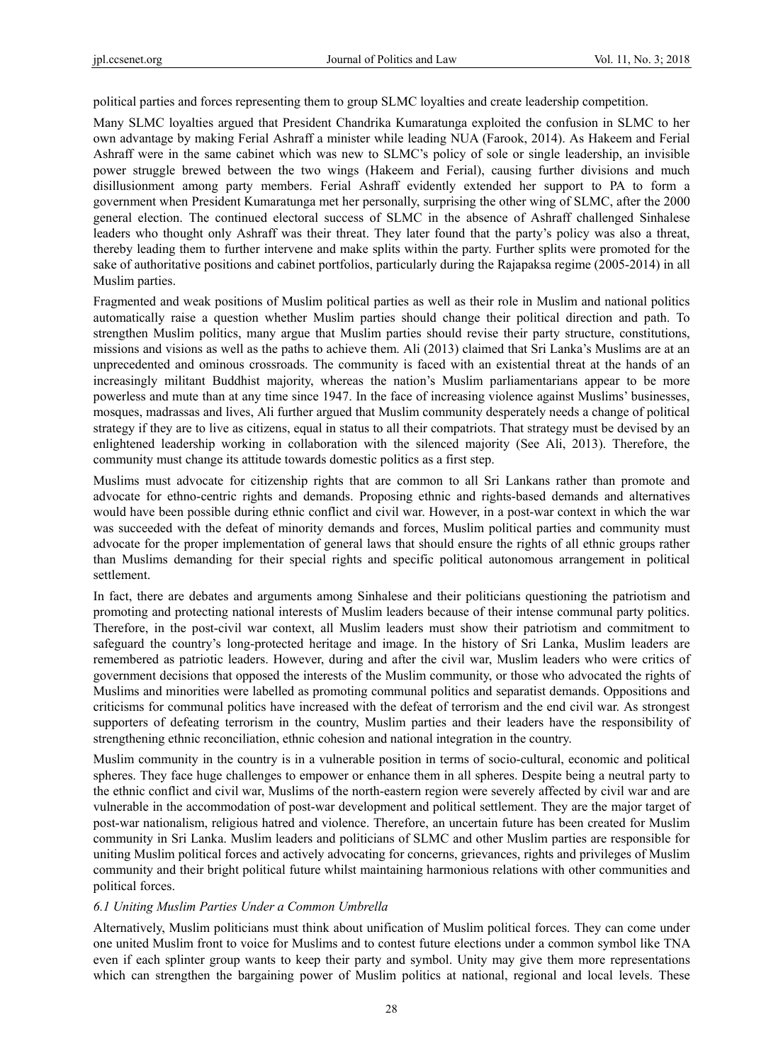political parties and forces representing them to group SLMC loyalties and create leadership competition.

Many SLMC loyalties argued that President Chandrika Kumaratunga exploited the confusion in SLMC to her own advantage by making Ferial Ashraff a minister while leading NUA (Farook, 2014). As Hakeem and Ferial Ashraff were in the same cabinet which was new to SLMC's policy of sole or single leadership, an invisible power struggle brewed between the two wings (Hakeem and Ferial), causing further divisions and much disillusionment among party members. Ferial Ashraff evidently extended her support to PA to form a government when President Kumaratunga met her personally, surprising the other wing of SLMC, after the 2000 general election. The continued electoral success of SLMC in the absence of Ashraff challenged Sinhalese leaders who thought only Ashraff was their threat. They later found that the party's policy was also a threat, thereby leading them to further intervene and make splits within the party. Further splits were promoted for the sake of authoritative positions and cabinet portfolios, particularly during the Rajapaksa regime (2005-2014) in all Muslim parties.

Fragmented and weak positions of Muslim political parties as well as their role in Muslim and national politics automatically raise a question whether Muslim parties should change their political direction and path. To strengthen Muslim politics, many argue that Muslim parties should revise their party structure, constitutions, missions and visions as well as the paths to achieve them. Ali (2013) claimed that Sri Lanka's Muslims are at an unprecedented and ominous crossroads. The community is faced with an existential threat at the hands of an increasingly militant Buddhist majority, whereas the nation's Muslim parliamentarians appear to be more powerless and mute than at any time since 1947. In the face of increasing violence against Muslims' businesses, mosques, madrassas and lives, Ali further argued that Muslim community desperately needs a change of political strategy if they are to live as citizens, equal in status to all their compatriots. That strategy must be devised by an enlightened leadership working in collaboration with the silenced majority (See Ali, 2013). Therefore, the community must change its attitude towards domestic politics as a first step.

Muslims must advocate for citizenship rights that are common to all Sri Lankans rather than promote and advocate for ethno-centric rights and demands. Proposing ethnic and rights-based demands and alternatives would have been possible during ethnic conflict and civil war. However, in a post-war context in which the war was succeeded with the defeat of minority demands and forces, Muslim political parties and community must advocate for the proper implementation of general laws that should ensure the rights of all ethnic groups rather than Muslims demanding for their special rights and specific political autonomous arrangement in political settlement.

In fact, there are debates and arguments among Sinhalese and their politicians questioning the patriotism and promoting and protecting national interests of Muslim leaders because of their intense communal party politics. Therefore, in the post-civil war context, all Muslim leaders must show their patriotism and commitment to safeguard the country's long-protected heritage and image. In the history of Sri Lanka, Muslim leaders are remembered as patriotic leaders. However, during and after the civil war, Muslim leaders who were critics of government decisions that opposed the interests of the Muslim community, or those who advocated the rights of Muslims and minorities were labelled as promoting communal politics and separatist demands. Oppositions and criticisms for communal politics have increased with the defeat of terrorism and the end civil war. As strongest supporters of defeating terrorism in the country, Muslim parties and their leaders have the responsibility of strengthening ethnic reconciliation, ethnic cohesion and national integration in the country.

Muslim community in the country is in a vulnerable position in terms of socio-cultural, economic and political spheres. They face huge challenges to empower or enhance them in all spheres. Despite being a neutral party to the ethnic conflict and civil war, Muslims of the north-eastern region were severely affected by civil war and are vulnerable in the accommodation of post-war development and political settlement. They are the major target of post-war nationalism, religious hatred and violence. Therefore, an uncertain future has been created for Muslim community in Sri Lanka. Muslim leaders and politicians of SLMC and other Muslim parties are responsible for uniting Muslim political forces and actively advocating for concerns, grievances, rights and privileges of Muslim community and their bright political future whilst maintaining harmonious relations with other communities and political forces.

### *6.1 Uniting Muslim Parties Under a Common Umbrella*

Alternatively, Muslim politicians must think about unification of Muslim political forces. They can come under one united Muslim front to voice for Muslims and to contest future elections under a common symbol like TNA even if each splinter group wants to keep their party and symbol. Unity may give them more representations which can strengthen the bargaining power of Muslim politics at national, regional and local levels. These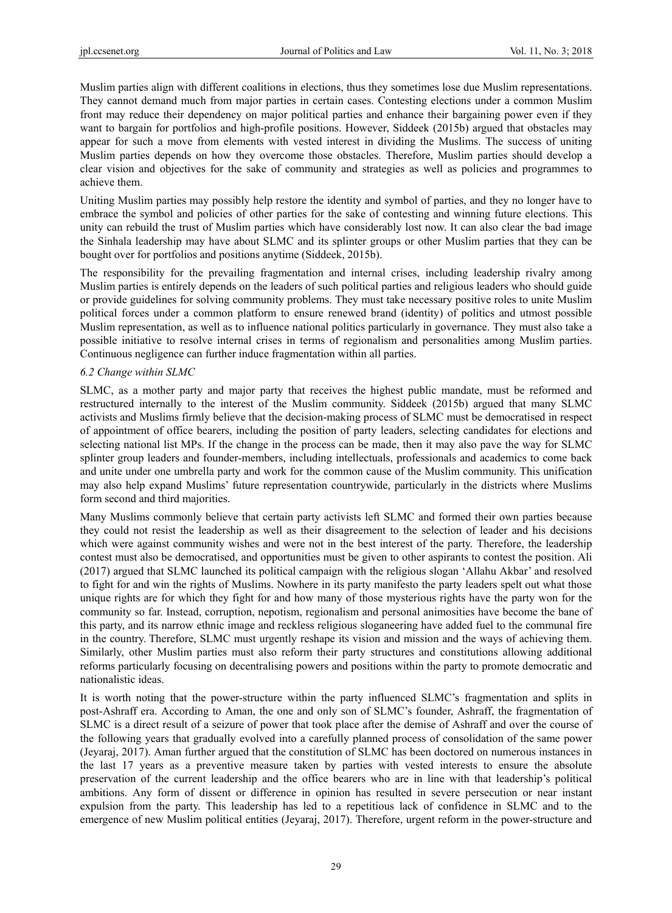Muslim parties align with different coalitions in elections, thus they sometimes lose due Muslim representations. They cannot demand much from major parties in certain cases. Contesting elections under a common Muslim front may reduce their dependency on major political parties and enhance their bargaining power even if they want to bargain for portfolios and high-profile positions. However, Siddeek (2015b) argued that obstacles may appear for such a move from elements with vested interest in dividing the Muslims. The success of uniting Muslim parties depends on how they overcome those obstacles. Therefore, Muslim parties should develop a clear vision and objectives for the sake of community and strategies as well as policies and programmes to achieve them.

Uniting Muslim parties may possibly help restore the identity and symbol of parties, and they no longer have to embrace the symbol and policies of other parties for the sake of contesting and winning future elections. This unity can rebuild the trust of Muslim parties which have considerably lost now. It can also clear the bad image the Sinhala leadership may have about SLMC and its splinter groups or other Muslim parties that they can be bought over for portfolios and positions anytime (Siddeek, 2015b).

The responsibility for the prevailing fragmentation and internal crises, including leadership rivalry among Muslim parties is entirely depends on the leaders of such political parties and religious leaders who should guide or provide guidelines for solving community problems. They must take necessary positive roles to unite Muslim political forces under a common platform to ensure renewed brand (identity) of politics and utmost possible Muslim representation, as well as to influence national politics particularly in governance. They must also take a possible initiative to resolve internal crises in terms of regionalism and personalities among Muslim parties. Continuous negligence can further induce fragmentation within all parties.

### *6.2 Change within SLMC*

SLMC, as a mother party and major party that receives the highest public mandate, must be reformed and restructured internally to the interest of the Muslim community. Siddeek (2015b) argued that many SLMC activists and Muslims firmly believe that the decision-making process of SLMC must be democratised in respect of appointment of office bearers, including the position of party leaders, selecting candidates for elections and selecting national list MPs. If the change in the process can be made, then it may also pave the way for SLMC splinter group leaders and founder-members, including intellectuals, professionals and academics to come back and unite under one umbrella party and work for the common cause of the Muslim community. This unification may also help expand Muslims' future representation countrywide, particularly in the districts where Muslims form second and third majorities.

Many Muslims commonly believe that certain party activists left SLMC and formed their own parties because they could not resist the leadership as well as their disagreement to the selection of leader and his decisions which were against community wishes and were not in the best interest of the party. Therefore, the leadership contest must also be democratised, and opportunities must be given to other aspirants to contest the position. Ali (2017) argued that SLMC launched its political campaign with the religious slogan 'Allahu Akbar' and resolved to fight for and win the rights of Muslims. Nowhere in its party manifesto the party leaders spelt out what those unique rights are for which they fight for and how many of those mysterious rights have the party won for the community so far. Instead, corruption, nepotism, regionalism and personal animosities have become the bane of this party, and its narrow ethnic image and reckless religious sloganeering have added fuel to the communal fire in the country. Therefore, SLMC must urgently reshape its vision and mission and the ways of achieving them. Similarly, other Muslim parties must also reform their party structures and constitutions allowing additional reforms particularly focusing on decentralising powers and positions within the party to promote democratic and nationalistic ideas.

It is worth noting that the power-structure within the party influenced SLMC's fragmentation and splits in post-Ashraff era. According to Aman, the one and only son of SLMC's founder, Ashraff, the fragmentation of SLMC is a direct result of a seizure of power that took place after the demise of Ashraff and over the course of the following years that gradually evolved into a carefully planned process of consolidation of the same power (Jeyaraj, 2017). Aman further argued that the constitution of SLMC has been doctored on numerous instances in the last 17 years as a preventive measure taken by parties with vested interests to ensure the absolute preservation of the current leadership and the office bearers who are in line with that leadership's political ambitions. Any form of dissent or difference in opinion has resulted in severe persecution or near instant expulsion from the party. This leadership has led to a repetitious lack of confidence in SLMC and to the emergence of new Muslim political entities (Jeyaraj, 2017). Therefore, urgent reform in the power-structure and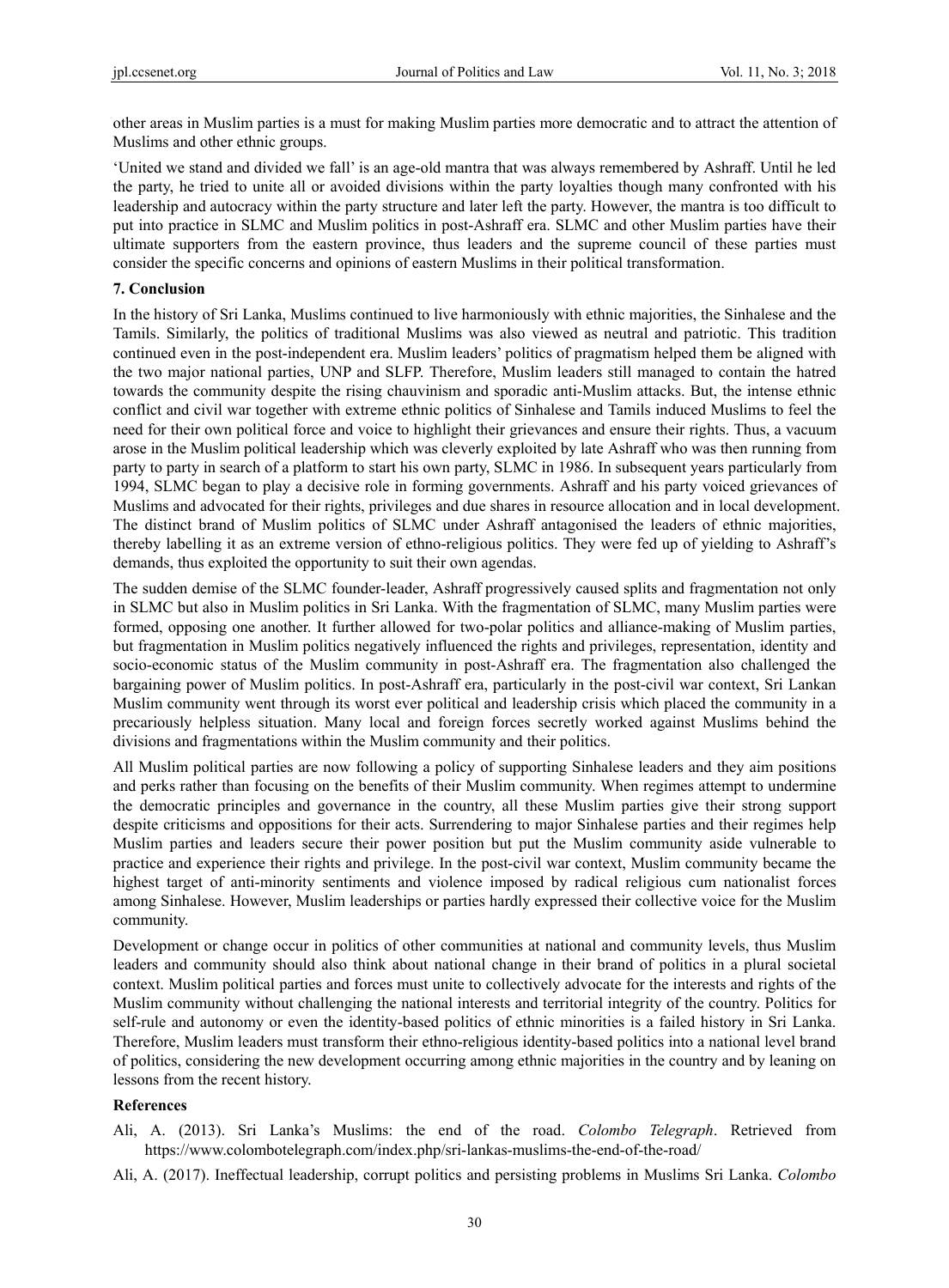other areas in Muslim parties is a must for making Muslim parties more democratic and to attract the attention of Muslims and other ethnic groups.

'United we stand and divided we fall' is an age-old mantra that was always remembered by Ashraff. Until he led the party, he tried to unite all or avoided divisions within the party loyalties though many confronted with his leadership and autocracy within the party structure and later left the party. However, the mantra is too difficult to put into practice in SLMC and Muslim politics in post-Ashraff era. SLMC and other Muslim parties have their ultimate supporters from the eastern province, thus leaders and the supreme council of these parties must consider the specific concerns and opinions of eastern Muslims in their political transformation.

## 7. Conclusion

In the history of Sri Lanka, Muslims continued to live harmoniously with ethnic majorities, the Sinhalese and the Tamils. Similarly, the politics of traditional Muslims was also viewed as neutral and patriotic. This tradition continued even in the post-independent era. Muslim leaders' politics of pragmatism helped them be aligned with the two major national parties, UNP and SLFP. Therefore, Muslim leaders still managed to contain the hatred towards the community despite the rising chauvinism and sporadic anti-Muslim attacks. But, the intense ethnic conflict and civil war together with extreme ethnic politics of Sinhalese and Tamils induced Muslims to feel the need for their own political force and voice to highlight their grievances and ensure their rights. Thus, a vacuum arose in the Muslim political leadership which was cleverly exploited by late Ashraff who was then running from party to party in search of a platform to start his own party, SLMC in 1986. In subsequent years particularly from 1994, SLMC began to play a decisive role in forming governments. Ashraff and his party voiced grievances of Muslims and advocated for their rights, privileges and due shares in resource allocation and in local development. The distinct brand of Muslim politics of SLMC under Ashraff antagonised the leaders of ethnic majorities, thereby labelling it as an extreme version of ethno-religious politics. They were fed up of yielding to Ashraff's demands, thus exploited the opportunity to suit their own agendas.

The sudden demise of the SLMC founder-leader, Ashraff progressively caused splits and fragmentation not only in SLMC but also in Muslim politics in Sri Lanka. With the fragmentation of SLMC, many Muslim parties were formed, opposing one another. It further allowed for two-polar politics and alliance-making of Muslim parties, but fragmentation in Muslim politics negatively influenced the rights and privileges, representation, identity and socio-economic status of the Muslim community in post-Ashraff era. The fragmentation also challenged the bargaining power of Muslim politics. In post-Ashraff era, particularly in the post-civil war context, Sri Lankan Muslim community went through its worst ever political and leadership crisis which placed the community in a precariously helpless situation. Many local and foreign forces secretly worked against Muslims behind the divisions and fragmentations within the Muslim community and their politics.

All Muslim political parties are now following a policy of supporting Sinhalese leaders and they aim positions and perks rather than focusing on the benefits of their Muslim community. When regimes attempt to undermine the democratic principles and governance in the country, all these Muslim parties give their strong support despite criticisms and oppositions for their acts. Surrendering to major Sinhalese parties and their regimes help Muslim parties and leaders secure their power position but put the Muslim community aside vulnerable to practice and experience their rights and privilege. In the post-civil war context, Muslim community became the highest target of anti-minority sentiments and violence imposed by radical religious cum nationalist forces among Sinhalese. However, Muslim leaderships or parties hardly expressed their collective voice for the Muslim community.

Development or change occur in politics of other communities at national and community levels, thus Muslim leaders and community should also think about national change in their brand of politics in a plural societal context. Muslim political parties and forces must unite to collectively advocate for the interests and rights of the Muslim community without challenging the national interests and territorial integrity of the country. Politics for self-rule and autonomy or even the identity-based politics of ethnic minorities is a failed history in Sri Lanka. Therefore, Muslim leaders must transform their ethno-religious identity-based politics into a national level brand of politics, considering the new development occurring among ethnic majorities in the country and by leaning on lessons from the recent history.

## References

Ali, A. (2013). Sri Lanka's Muslims: the end of the road. *Colombo Telegraph*. Retrieved from https://www.colombotelegraph.com/index.php/sri-lankas-muslims-the-end-of-the-road/

Ali, A. (2017). Ineffectual leadership, corrupt politics and persisting problems in Muslims Sri Lanka. *Colombo*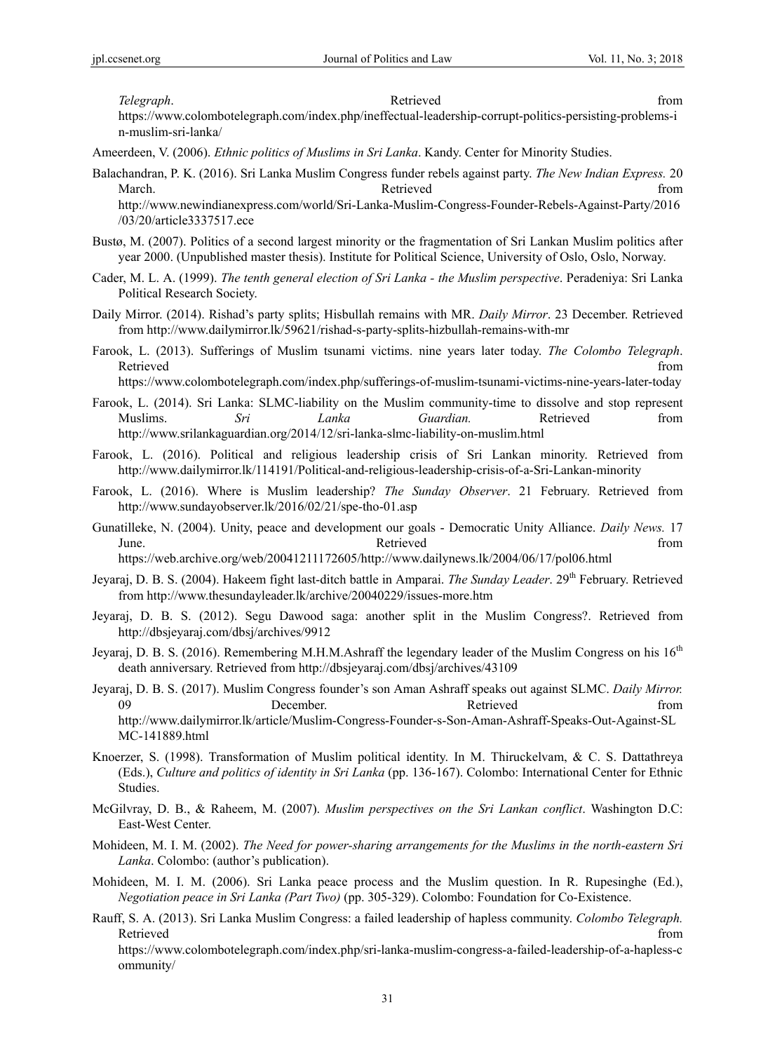*Telegraph*. Retrieved from https://www.colombotelegraph.com/index.php/ineffectual-leadership-corrupt-politics-persisting-problems-in-muslim-sri-lanka/

Ameerdeen, V. (2006). *Ethnic politics of Muslims in Sri Lanka*. Kandy. Center for Minority Studies.

Balachandran, P. K. (2016). Sri Lanka Muslim Congress funder rebels against party. *The New Indian Express.* 20 March. Retrieved from http://www.newindianexpress.com/world/Sri-Lanka-Muslim-Congress-Founder-Rebels-Against-Party/2016/03/20/article3337517.ece

Bustø, M. (2007). Politics of a second largest minority or the fragmentation of Sri Lankan Muslim politics after year 2000. (Unpublished master thesis). Institute for Political Science, University of Oslo, Oslo, Norway.

Cader, M. L. A. (1999). *The tenth general election of Sri Lanka - the Muslim perspective*. Peradeniya: Sri Lanka Political Research Society.

Daily Mirror. (2014). Rishad's party splits; Hisbullah remains with MR. *Daily Mirror*. 23 December. Retrieved from http://www.dailymirror.lk/59621/rishad-s-party-splits-hizbullah-remains-with-mr

Farook, L. (2013). Sufferings of Muslim tsunami victims. nine years later today. *The Colombo Telegraph*. Retrieved from https://www.colombotelegraph.com/index.php/sufferings-of-muslim-tsunami-victims-nine-years-later-today

Farook, L. (2014). Sri Lanka: SLMC-liability on the Muslim community-time to dissolve and stop represent Muslims. *Sri Lanka Guardian.* Retrieved from http://www.srilankaguardian.org/2014/12/sri-lanka-slmc-liability-on-muslim.html

Farook, L. (2016). Political and religious leadership crisis of Sri Lankan minority. Retrieved from http://www.dailymirror.lk/114191/Political-and-religious-leadership-crisis-of-a-Sri-Lankan-minority

Farook, L. (2016). Where is Muslim leadership? *The Sunday Observer*. 21 February. Retrieved from http://www.sundayobserver.lk/2016/02/21/spe-tho-01.asp

Gunatilleke, N. (2004). Unity, peace and development our goals - Democratic Unity Alliance. *Daily News.* 17 June. Retrieved from https://web.archive.org/web/20041211172605/http://www.dailynews.lk/2004/06/17/pol06.html

Jeyaraj, D. B. S. (2004). Hakeem fight last-ditch battle in Amparai. *The Sunday Leader*. 29th February. Retrieved from http://www.thesundayleader.lk/archive/20040229/issues-more.htm

Jeyaraj, D. B. S. (2012). Segu Dawood saga: another split in the Muslim Congress?. Retrieved from http://dbsjeyaraj.com/dbsj/archives/9912

Jeyaraj, D. B. S. (2016). Remembering M.H.M.Ashraff the legendary leader of the Muslim Congress on his 16th death anniversary. Retrieved from http://dbsjeyaraj.com/dbsj/archives/43109

Jeyaraj, D. B. S. (2017). Muslim Congress founder's son Aman Ashraff speaks out against SLMC. *Daily Mirror.* 09 December. Retrieved from http://www.dailymirror.lk/article/Muslim-Congress-Founder-s-Son-Aman-Ashraff-Speaks-Out-Against-SLMC-141889.html

Knoerzer, S. (1998). Transformation of Muslim political identity. In M. Thiruckelvam, & C. S. Dattathreya (Eds.), *Culture and politics of identity in Sri Lanka* (pp. 136-167). Colombo: International Center for Ethnic Studies.

McGilvray, D. B., & Raheem, M. (2007). *Muslim perspectives on the Sri Lankan conflict*. Washington D.C: East-West Center.

Mohideen, M. I. M. (2002). *The Need for power-sharing arrangements for the Muslims in the north-eastern Sri Lanka*. Colombo: (author's publication).

Mohideen, M. I. M. (2006). Sri Lanka peace process and the Muslim question. In R. Rupesinghe (Ed.), *Negotiation peace in Sri Lanka (Part Two)* (pp. 305-329). Colombo: Foundation for Co-Existence.

Rauff, S. A. (2013). Sri Lanka Muslim Congress: a failed leadership of hapless community. *Colombo Telegraph.* Retrieved from https://www.colombotelegraph.com/index.php/sri-lanka-muslim-congress-a-failed-leadership-of-a-hapless-community/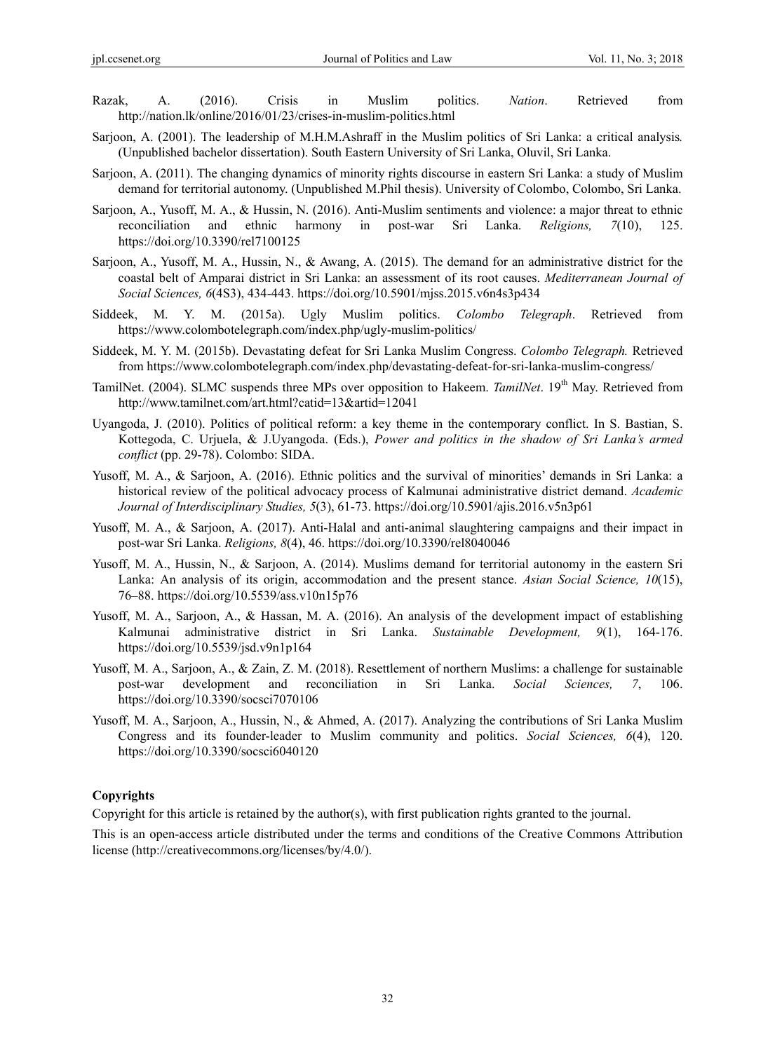Razak, A. (2016). Crisis in Muslim politics. *Nation*. Retrieved from http://nation.lk/online/2016/01/23/crises-in-muslim-politics.html

Sarjoon, A. (2001). The leadership of M.H.M.Ashraff in the Muslim politics of Sri Lanka: a critical analysis. (Unpublished bachelor dissertation). South Eastern University of Sri Lanka, Oluvil, Sri Lanka.

Sarjoon, A. (2011). The changing dynamics of minority rights discourse in eastern Sri Lanka: a study of Muslim demand for territorial autonomy. (Unpublished M.Phil thesis). University of Colombo, Colombo, Sri Lanka.

Sarjoon, A., Yusoff, M. A., & Hussin, N. (2016). Anti-Muslim sentiments and violence: a major threat to ethnic reconciliation and ethnic harmony in post-war Sri Lanka. *Religions, 7*(10), 125. https://doi.org/10.3390/rel7100125

Sarjoon, A., Yusoff, M. A., Hussin, N., & Awang, A. (2015). The demand for an administrative district for the coastal belt of Amparai district in Sri Lanka: an assessment of its root causes. *Mediterranean Journal of Social Sciences, 6*(4S3), 434-443. https://doi.org/10.5901/mjss.2015.v6n4s3p434

Siddeek, M. Y. M. (2015a). Ugly Muslim politics. *Colombo Telegraph*. Retrieved from https://www.colombotelegraph.com/index.php/ugly-muslim-politics/

Siddeek, M. Y. M. (2015b). Devastating defeat for Sri Lanka Muslim Congress. *Colombo Telegraph.* Retrieved from https://www.colombotelegraph.com/index.php/devastating-defeat-for-sri-lanka-muslim-congress/

TamilNet. (2004). SLMC suspends three MPs over opposition to Hakeem. *TamilNet*. 19th May. Retrieved from http://www.tamilnet.com/art.html?catid=13&artid=12041

Uyangoda, J. (2010). Politics of political reform: a key theme in the contemporary conflict. In S. Bastian, S. Kottegoda, C. Urjuela, & J.Uyangoda. (Eds.), *Power and politics in the shadow of Sri Lanka's armed conflict* (pp. 29-78). Colombo: SIDA.

Yusoff, M. A., & Sarjoon, A. (2016). Ethnic politics and the survival of minorities' demands in Sri Lanka: a historical review of the political advocacy process of Kalmunai administrative district demand. *Academic Journal of Interdisciplinary Studies, 5*(3), 61-73. https://doi.org/10.5901/ajis.2016.v5n3p61

Yusoff, M. A., & Sarjoon, A. (2017). Anti-Halal and anti-animal slaughtering campaigns and their impact in post-war Sri Lanka. *Religions, 8*(4), 46. https://doi.org/10.3390/rel8040046

Yusoff, M. A., Hussin, N., & Sarjoon, A. (2014). Muslims demand for territorial autonomy in the eastern Sri Lanka: An analysis of its origin, accommodation and the present stance. *Asian Social Science, 10*(15), 76–88. https://doi.org/10.5539/ass.v10n15p76

Yusoff, M. A., Sarjoon, A., & Hassan, M. A. (2016). An analysis of the development impact of establishing Kalmunai administrative district in Sri Lanka. *Sustainable Development, 9*(1), 164-176. https://doi.org/10.5539/jsd.v9n1p164

Yusoff, M. A., Sarjoon, A., & Zain, Z. M. (2018). Resettlement of northern Muslims: a challenge for sustainable post-war development and reconciliation in Sri Lanka. *Social Sciences, 7*, 106. https://doi.org/10.3390/socsci7070106

Yusoff, M. A., Sarjoon, A., Hussin, N., & Ahmed, A. (2017). Analyzing the contributions of Sri Lanka Muslim Congress and its founder-leader to Muslim community and politics. *Social Sciences, 6*(4), 120. https://doi.org/10.3390/socsci6040120

**Copyrights**

Copyright for this article is retained by the author(s), with first publication rights granted to the journal.

This is an open-access article distributed under the terms and conditions of the Creative Commons Attribution license (http://creativecommons.org/licenses/by/4.0/).